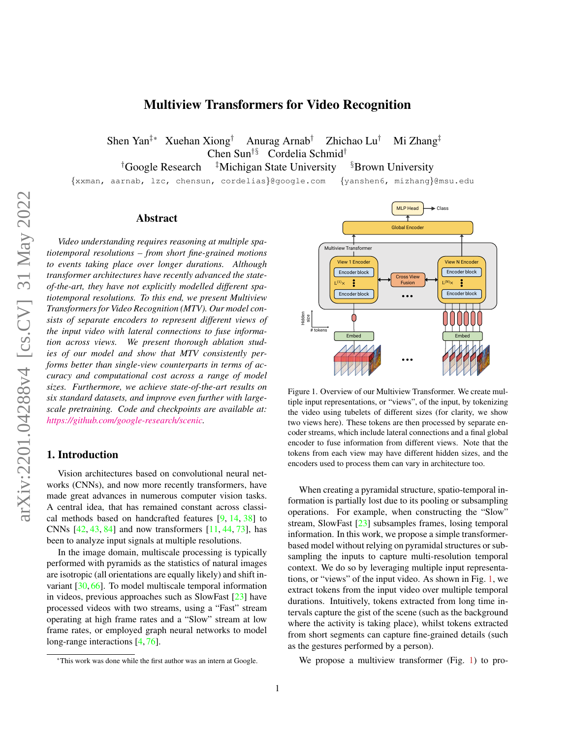# Multiview Transformers for Video Recognition

Shen Yan[‡*] Xuehan Xiong[†] Anurag Arnab[†] Zhichao Lu[†] Mi Zhang[‡]
Chen Sun[†§] Cordelia Schmid[†]

[†]Google Research [‡]Michigan State University [§]Brown University

{xxman, aarnab, lzc, chensun, cordelias}@google.com {yanshen6, mizhang}@msu.edu

## Abstract

*Video understanding requires reasoning at multiple spatiotemporal resolutions – from short fine-grained motions to events taking place over longer durations. Although transformer architectures have recently advanced the state-of-the-art, they have not explicitly modelled different spatiotemporal resolutions. To this end, we present Multiview Transformers for Video Recognition (MTV). Our model consists of separate encoders to represent different views of the input video with lateral connections to fuse information across views. We present thorough ablation studies of our model and show that MTV consistently performs better than single-view counterparts in terms of accuracy and computational cost across a range of model sizes. Furthermore, we achieve state-of-the-art results on six standard datasets, and improve even further with large-scale pretraining. Code and checkpoints are available at: https://github.com/google-research/scenic.*

Figure 1. Overview of our Multiview Transformer. We create multiple input representations, or "views", of the input, by tokenizing the video using tubelets of different sizes (for clarity, we show two views here). These tokens are then processed by separate encoder streams, which include lateral connections and a final global encoder to fuse information from different views. Note that the tokens from each view may have different hidden sizes, and the encoders used to process them can vary in architecture too.

## 1. Introduction

Vision architectures based on convolutional neural networks (CNNs), and now more recently transformers, have made great advances in numerous computer vision tasks. A central idea, that has remained constant across classical methods based on handcrafted features [9, 14, 38] to CNNs [42, 43, 84] and now transformers [11, 44, 73], has been to analyze input signals at multiple resolutions.

In the image domain, multiscale processing is typically performed with pyramids as the statistics of natural images are isotropic (all orientations are equally likely) and shift invariant [30, 66]. To model multiscale temporal information in videos, previous approaches such as SlowFast [23] have processed videos with two streams, using a "Fast" stream operating at high frame rates and a "Slow" stream at low frame rates, or employed graph neural networks to model long-range interactions [4, 76].

When creating a pyramidal structure, spatio-temporal information is partially lost due to its pooling or subsampling operations. For example, when constructing the "Slow" stream, SlowFast [23] subsamples frames, losing temporal information. In this work, we propose a simple transformer-based model without relying on pyramidal structures or subsampling the inputs to capture multi-resolution temporal context. We do so by leveraging multiple input representations, or "views" of the input video. As shown in Fig. 1, we extract tokens from the input video over multiple temporal durations. Intuitively, tokens extracted from long time intervals capture the gist of the scene (such as the background where the activity is taking place), whilst tokens extracted from short segments can capture fine-grained details (such as the gestures performed by a person).

We propose a multiview transformer (Fig. 1) to pro-

[*]This work was done while the first author was an intern at Google.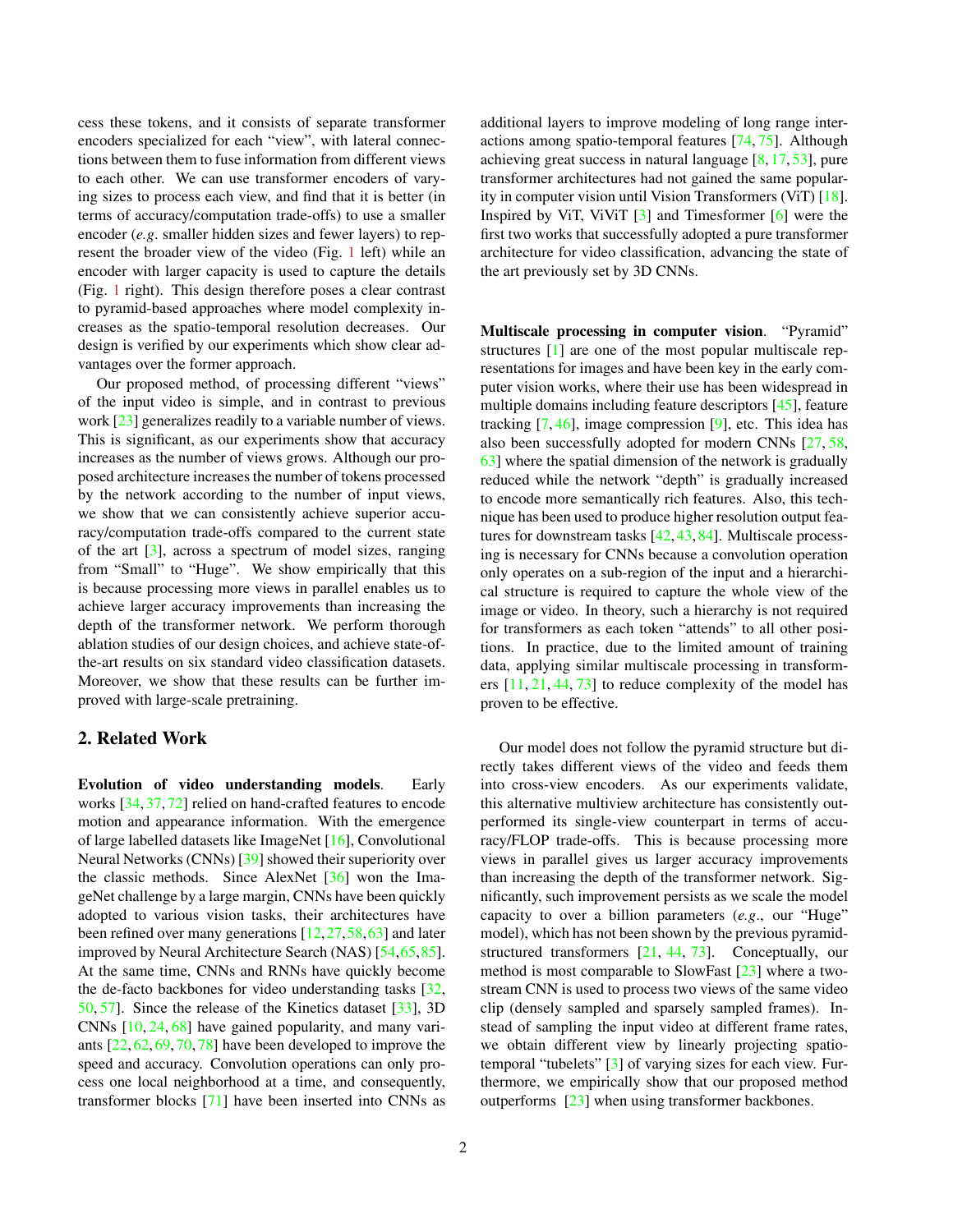cess these tokens, and it consists of separate transformer encoders specialized for each "view", with lateral connections between them to fuse information from different views to each other. We can use transformer encoders of varying sizes to process each view, and find that it is better (in terms of accuracy/computation trade-offs) to use a smaller encoder (*e.g*. smaller hidden sizes and fewer layers) to represent the broader view of the video (Fig. 1 left) while an encoder with larger capacity is used to capture the details (Fig. 1 right). This design therefore poses a clear contrast to pyramid-based approaches where model complexity increases as the spatio-temporal resolution decreases. Our design is verified by our experiments which show clear advantages over the former approach.

Our proposed method, of processing different "views" of the input video is simple, and in contrast to previous work [23] generalizes readily to a variable number of views. This is significant, as our experiments show that accuracy increases as the number of views grows. Although our proposed architecture increases the number of tokens processed by the network according to the number of input views, we show that we can consistently achieve superior accuracy/computation trade-offs compared to the current state of the art [3], across a spectrum of model sizes, ranging from "Small" to "Huge". We show empirically that this is because processing more views in parallel enables us to achieve larger accuracy improvements than increasing the depth of the transformer network. We perform thorough ablation studies of our design choices, and achieve state-of-the-art results on six standard video classification datasets. Moreover, we show that these results can be further improved with large-scale pretraining.

## 2. Related Work

**Evolution of video understanding models**. Early works [34, 37, 72] relied on hand-crafted features to encode motion and appearance information. With the emergence of large labelled datasets like ImageNet [16], Convolutional Neural Networks (CNNs) [39] showed their superiority over the classic methods. Since AlexNet [36] won the ImageNet challenge by a large margin, CNNs have been quickly adopted to various vision tasks, their architectures have been refined over many generations [12, 27, 58, 63] and later improved by Neural Architecture Search (NAS) [54, 65, 85]. At the same time, CNNs and RNNs have quickly become the de-facto backbones for video understanding tasks [32, 50, 57]. Since the release of the Kinetics dataset [33], 3D CNNs [10, 24, 68] have gained popularity, and many variants [22, 62, 69, 70, 78] have been developed to improve the speed and accuracy. Convolution operations can only process one local neighborhood at a time, and consequently, transformer blocks [71] have been inserted into CNNs as additional layers to improve modeling of long range interactions among spatio-temporal features [74, 75]. Although achieving great success in natural language [8, 17, 53], pure transformer architectures had not gained the same popularity in computer vision until Vision Transformers (ViT) [18]. Inspired by ViT, ViViT [3] and Timesformer [6] were the first two works that successfully adopted a pure transformer architecture for video classification, advancing the state of the art previously set by 3D CNNs.

**Multiscale processing in computer vision**. "Pyramid" structures [1] are one of the most popular multiscale representations for images and have been key in the early computer vision works, where their use has been widespread in multiple domains including feature descriptors [45], feature tracking [7, 46], image compression [9], etc. This idea has also been successfully adopted for modern CNNs [27, 58, 63] where the spatial dimension of the network is gradually reduced while the network "depth" is gradually increased to encode more semantically rich features. Also, this technique has been used to produce higher resolution output features for downstream tasks [42, 43, 84]. Multiscale processing is necessary for CNNs because a convolution operation only operates on a sub-region of the input and a hierarchical structure is required to capture the whole view of the image or video. In theory, such a hierarchy is not required for transformers as each token "attends" to all other positions. In practice, due to the limited amount of training data, applying similar multiscale processing in transformers [11, 21, 44, 73] to reduce complexity of the model has proven to be effective.

Our model does not follow the pyramid structure but directly takes different views of the video and feeds them into cross-view encoders. As our experiments validate, this alternative multiview architecture has consistently outperformed its single-view counterpart in terms of accuracy/FLOP trade-offs. This is because processing more views in parallel gives us larger accuracy improvements than increasing the depth of the transformer network. Significantly, such improvement persists as we scale the model capacity to over a billion parameters (*e.g*., our "Huge" model), which has not been shown by the previous pyramid-structured transformers [21, 44, 73]. Conceptually, our method is most comparable to SlowFast [23] where a two-stream CNN is used to process two views of the same video clip (densely sampled and sparsely sampled frames). Instead of sampling the input video at different frame rates, we obtain different view by linearly projecting spatio-temporal "tubelets" [3] of varying sizes for each view. Furthermore, we empirically show that our proposed method outperforms [23] when using transformer backbones.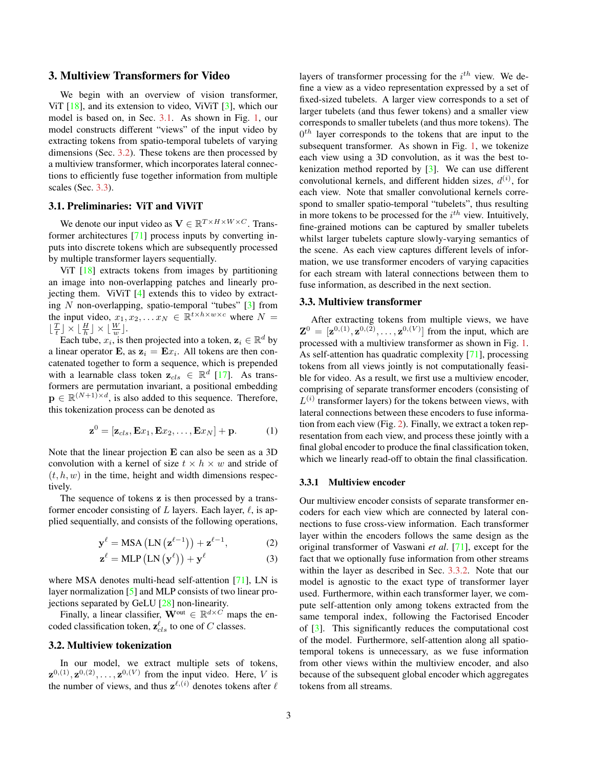## 3. Multiview Transformers for Video

We begin with an overview of vision transformer, ViT [18], and its extension to video, ViViT [3], which our model is based on, in Sec. 3.1. As shown in Fig. 1, our model constructs different "views" of the input video by extracting tokens from spatio-temporal tubelets of varying dimensions (Sec. 3.2). These tokens are then processed by a multiview transformer, which incorporates lateral connections to efficiently fuse together information from multiple scales (Sec. 3.3).

### 3.1. Preliminaries: ViT and ViViT

We denote our input video as $\mathbf{V} \in \mathbb{R}^{T \times H \times W \times C}$. Transformer architectures [71] process inputs by converting inputs into discrete tokens which are subsequently processed by multiple transformer layers sequentially.

ViT [18] extracts tokens from images by partitioning an image into non-overlapping patches and linearly projecting them. ViViT [4] extends this to video by extracting $N$ non-overlapping, spatio-temporal "tubes" [3] from the input video, $x_1, x_2, \ldots x_N \in \mathbb{R}^{t \times h \times w \times c}$ where $N = \lfloor \frac{T}{t} \rfloor \times \lfloor \frac{H}{h} \rfloor \times \lfloor \frac{W}{w} \rfloor$.

Each tube, $x_i$, is then projected into a token, $\mathbf{z}_i \in \mathbb{R}^d$ by a linear operator $\mathbf{E}$, as $\mathbf{z}_i = \mathbf{E}x_i$. All tokens are then concatenated together to form a sequence, which is prepended with a learnable class token $\mathbf{z}_{cls} \in \mathbb{R}^d$ [17]. As transformers are permutation invariant, a positional embedding $\mathbf{p} \in \mathbb{R}^{(N+1) \times d}$, is also added to this sequence. Therefore, this tokenization process can be denoted as

$$\mathbf{z}^0 = [\mathbf{z}_{cls}, \mathbf{E}x_1, \mathbf{E}x_2, \ldots, \mathbf{E}x_N] + \mathbf{p}. \tag{1}$$

Note that the linear projection $\mathbf{E}$ can also be seen as a 3D convolution with a kernel of size $t \times h \times w$ and stride of $(t, h, w)$ in the time, height and width dimensions respectively.

The sequence of tokens $\mathbf{z}$ is then processed by a transformer encoder consisting of $L$ layers. Each layer, $\ell$, is applied sequentially, and consists of the following operations,

$$\mathbf{y}^\ell = \text{MSA}\left(\text{LN}\left(\mathbf{z}^{\ell-1}\right)\right) + \mathbf{z}^{\ell-1}, \tag{2}$$

$$\mathbf{z}^\ell = \text{MLP}\left(\text{LN}\left(\mathbf{y}^\ell\right)\right) + \mathbf{y}^\ell \tag{3}$$

where MSA denotes multi-head self-attention [71], LN is layer normalization [5] and MLP consists of two linear projections separated by GeLU [28] non-linearity.

Finally, a linear classifier, $\mathbf{W}^{\text{out}} \in \mathbb{R}^{d \times C}$ maps the encoded classification token, $\mathbf{z}^\ell_{cls}$ to one of $C$ classes.

### 3.2. Multiview tokenization

In our model, we extract multiple sets of tokens, $\mathbf{z}^{0,(1)}, \mathbf{z}^{0,(2)}, \ldots, \mathbf{z}^{0,(V)}$ from the input video. Here, $V$ is the number of views, and thus $\mathbf{z}^{\ell,(i)}$ denotes tokens after $\ell$ layers of transformer processing for the $i^{th}$ view. We define a view as a video representation expressed by a set of fixed-sized tubelets. A larger view corresponds to a set of larger tubelets (and thus fewer tokens) and a smaller view corresponds to smaller tubelets (and thus more tokens). The $0^{th}$ layer corresponds to the tokens that are input to the subsequent transformer. As shown in Fig. 1, we tokenize each view using a 3D convolution, as it was the best tokenization method reported by [3]. We can use different convolutional kernels, and different hidden sizes, $d^{(i)}$, for each view. Note that smaller convolutional kernels correspond to smaller spatio-temporal "tubelets", thus resulting in more tokens to be processed for the $i^{th}$ view. Intuitively, fine-grained motions can be captured by smaller tubelets whilst larger tubelets capture slowly-varying semantics of the scene. As each view captures different levels of information, we use transformer encoders of varying capacities for each stream with lateral connections between them to fuse information, as described in the next section.

### 3.3. Multiview transformer

After extracting tokens from multiple views, we have $\mathbf{Z}^0 = [\mathbf{z}^{0,(1)}, \mathbf{z}^{0,(2)}, \ldots, \mathbf{z}^{0,(V)}]$ from the input, which are processed with a multiview transformer as shown in Fig. 1. As self-attention has quadratic complexity [71], processing tokens from all views jointly is not computationally feasible for video. As a result, we first use a multiview encoder, comprising of separate transformer encoders (consisting of $L^{(i)}$ transformer layers) for the tokens between views, with lateral connections between these encoders to fuse information from each view (Fig. 2). Finally, we extract a token representation from each view, and process these jointly with a final global encoder to produce the final classification token, which we linearly read-off to obtain the final classification.

#### 3.3.1 Multiview encoder

Our multiview encoder consists of separate transformer encoders for each view which are connected by lateral connections to fuse cross-view information. Each transformer layer within the encoders follows the same design as the original transformer of Vaswani *et al*. [71], except for the fact that we optionally fuse information from other streams within the layer as described in Sec. 3.3.2. Note that our model is agnostic to the exact type of transformer layer used. Furthermore, within each transformer layer, we compute self-attention only among tokens extracted from the same temporal index, following the Factorised Encoder of [3]. This significantly reduces the computational cost of the model. Furthermore, self-attention along all spatio-temporal tokens is unnecessary, as we fuse information from other views within the multiview encoder, and also because of the subsequent global encoder which aggregates tokens from all streams.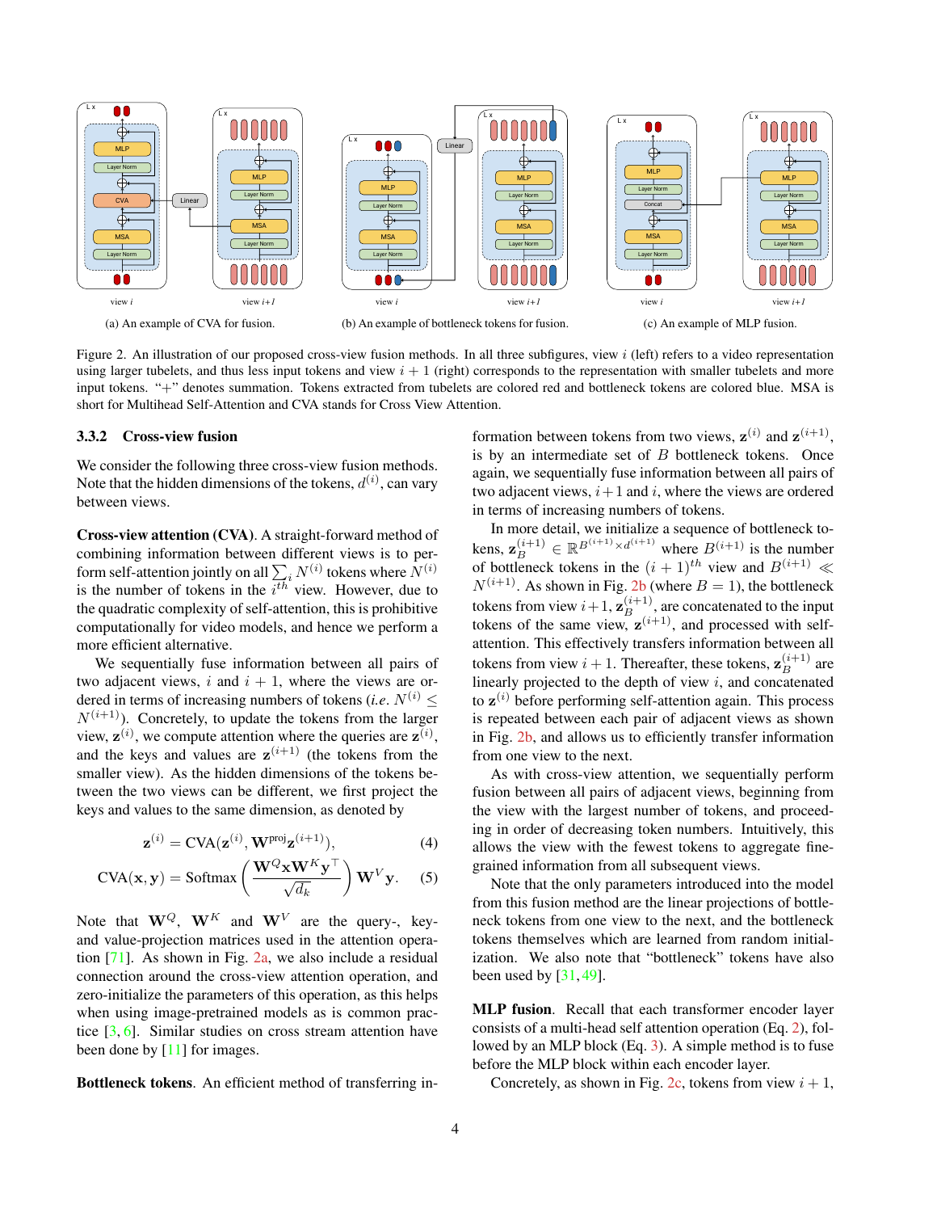(a) An example of CVA for fusion.

(b) An example of bottleneck tokens for fusion.

(c) An example of MLP fusion.

Figure 2. An illustration of our proposed cross-view fusion methods. In all three subfigures, view $i$ (left) refers to a video representation using larger tubelets, and thus less input tokens and view $i+1$ (right) corresponds to the representation with smaller tubelets and more input tokens. "+" denotes summation. Tokens extracted from tubelets are colored red and bottleneck tokens are colored blue. MSA is short for Multihead Self-Attention and CVA stands for Cross View Attention.

#### 3.3.2 Cross-view fusion

We consider the following three cross-view fusion methods. Note that the hidden dimensions of the tokens, $d^{(i)}$, can vary between views.

**Cross-view attention (CVA)**. A straight-forward method of combining information between different views is to perform self-attention jointly on all $\sum_i N^{(i)}$ tokens where $N^{(i)}$ is the number of tokens in the $i^{th}$ view. However, due to the quadratic complexity of self-attention, this is prohibitive computationally for video models, and hence we perform a more efficient alternative.

We sequentially fuse information between all pairs of two adjacent views, $i$ and $i+1$, where the views are ordered in terms of increasing numbers of tokens (*i.e.* $N^{(i)} \leq N^{(i+1)}$). Concretely, to update the tokens from the larger view, $\mathbf{z}^{(i)}$, we compute attention where the queries are $\mathbf{z}^{(i)}$, and the keys and values are $\mathbf{z}^{(i+1)}$ (the tokens from the smaller view). As the hidden dimensions of the tokens between the two views can be different, we first project the keys and values to the same dimension, as denoted by

$$\mathbf{z}^{(i)} = \text{CVA}(\mathbf{z}^{(i)}, \mathbf{W}^{\text{proj}}\mathbf{z}^{(i+1)}), \tag{4}$$

$$\text{CVA}(\mathbf{x}, \mathbf{y}) = \text{Softmax}\left(\frac{\mathbf{W}^Q\mathbf{x}\mathbf{W}^K\mathbf{y}^\top}{\sqrt{d_k}}\right)\mathbf{W}^V\mathbf{y}. \tag{5}$$

Note that $\mathbf{W}^Q$, $\mathbf{W}^K$ and $\mathbf{W}^V$ are the query-, key- and value-projection matrices used in the attention operation [71]. As shown in Fig. 2a, we also include a residual connection around the cross-view attention operation, and zero-initialize the parameters of this operation, as this helps when using image-pretrained models as is common practice [3, 6]. Similar studies on cross stream attention have been done by [11] for images.

**Bottleneck tokens**. An efficient method of transferring information between tokens from two views, $\mathbf{z}^{(i)}$ and $\mathbf{z}^{(i+1)}$, is by an intermediate set of $B$ bottleneck tokens. Once again, we sequentially fuse information between all pairs of two adjacent views, $i+1$ and $i$, where the views are ordered in terms of increasing numbers of tokens.

In more detail, we initialize a sequence of bottleneck tokens, $\mathbf{z}_B^{(i+1)} \in \mathbb{R}^{B^{(i+1)} \times d^{(i+1)}}$ where $B^{(i+1)}$ is the number of bottleneck tokens in the $(i+1)^{th}$ view and $B^{(i+1)} \ll N^{(i+1)}$. As shown in Fig. 2b (where $B = 1$), the bottleneck tokens from view $i+1$, $\mathbf{z}_B^{(i+1)}$, are concatenated to the input tokens of the same view, $\mathbf{z}^{(i+1)}$, and processed with self-attention. This effectively transfers information between all tokens from view $i+1$. Thereafter, these tokens, $\mathbf{z}_B^{(i+1)}$ are linearly projected to the depth of view $i$, and concatenated to $\mathbf{z}^{(i)}$ before performing self-attention again. This process is repeated between each pair of adjacent views as shown in Fig. 2b, and allows us to efficiently transfer information from one view to the next.

As with cross-view attention, we sequentially perform fusion between all pairs of adjacent views, beginning from the view with the largest number of tokens, and proceeding in order of decreasing token numbers. Intuitively, this allows the view with the fewest tokens to aggregate fine-grained information from all subsequent views.

Note that the only parameters introduced into the model from this fusion method are the linear projections of bottleneck tokens from one view to the next, and the bottleneck tokens themselves which are learned from random initialization. We also note that "bottleneck" tokens have also been used by [31, 49].

**MLP fusion**. Recall that each transformer encoder layer consists of a multi-head self attention operation (Eq. 2), followed by an MLP block (Eq. 3). A simple method is to fuse before the MLP block within each encoder layer.

Concretely, as shown in Fig. 2c, tokens from view $i+1$,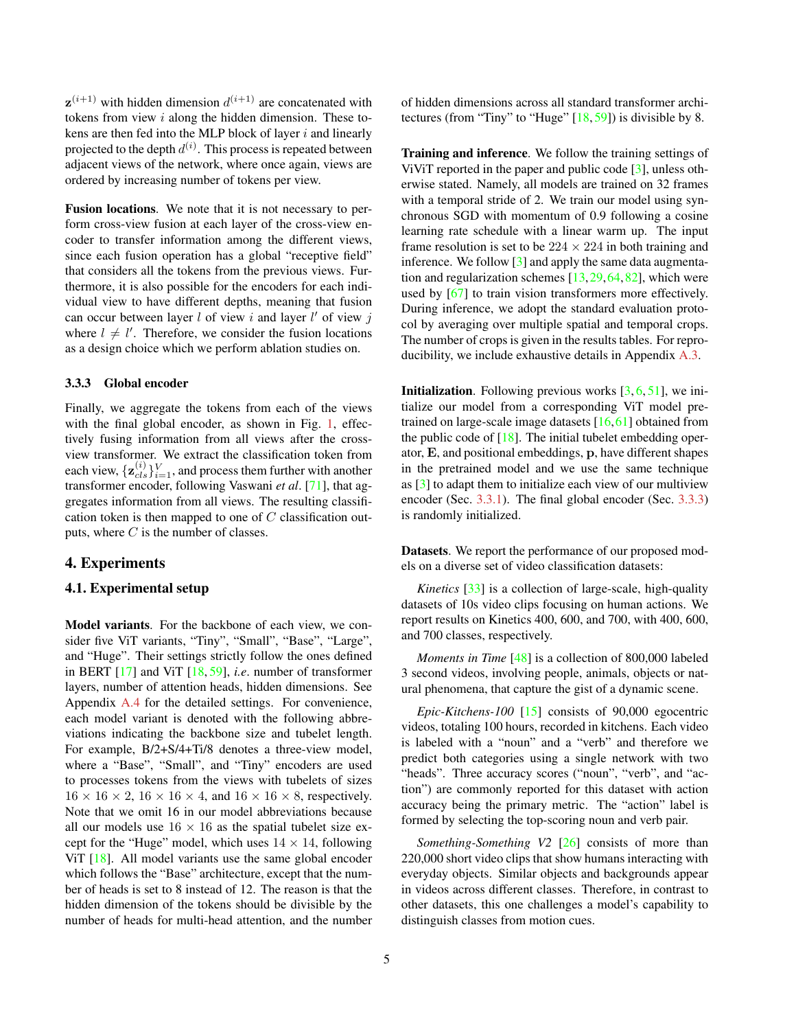$\mathbf{z}^{(i+1)}$ with hidden dimension $d^{(i+1)}$ are concatenated with tokens from view $i$ along the hidden dimension. These tokens are then fed into the MLP block of layer $i$ and linearly projected to the depth $d^{(i)}$. This process is repeated between adjacent views of the network, where once again, views are ordered by increasing number of tokens per view.

**Fusion locations**. We note that it is not necessary to perform cross-view fusion at each layer of the cross-view encoder to transfer information among the different views, since each fusion operation has a global "receptive field" that considers all the tokens from the previous views. Furthermore, it is also possible for the encoders for each individual view to have different depths, meaning that fusion can occur between layer $l$ of view $i$ and layer $l'$ of view $j$ where $l \neq l'$. Therefore, we consider the fusion locations as a design choice which we perform ablation studies on.

#### 3.3.3 Global encoder

Finally, we aggregate the tokens from each of the views with the final global encoder, as shown in Fig. 1, effectively fusing information from all views after the cross-view transformer. We extract the classification token from each view, $\{\mathbf{z}_{cls}^{(i)}\}_{i=1}^{V}$, and process them further with another transformer encoder, following Vaswani *et al*. [71], that aggregates information from all views. The resulting classification token is then mapped to one of $C$ classification outputs, where $C$ is the number of classes.

## 4. Experiments

### 4.1. Experimental setup

**Model variants**. For the backbone of each view, we consider five ViT variants, "Tiny", "Small", "Base", "Large", and "Huge". Their settings strictly follow the ones defined in BERT [17] and ViT [18, 59], *i.e*. number of transformer layers, number of attention heads, hidden dimensions. See Appendix A.4 for the detailed settings. For convenience, each model variant is denoted with the following abbreviations indicating the backbone size and tubelet length. For example, B/2+S/4+Ti/8 denotes a three-view model, where a "Base", "Small", and "Tiny" encoders are used to processes tokens from the views with tubelets of sizes $16 \times 16 \times 2$, $16 \times 16 \times 4$, and $16 \times 16 \times 8$, respectively. Note that we omit 16 in our model abbreviations because all our models use $16 \times 16$ as the spatial tubelet size except for the "Huge" model, which uses $14 \times 14$, following ViT [18]. All model variants use the same global encoder which follows the "Base" architecture, except that the number of heads is set to 8 instead of 12. The reason is that the hidden dimension of the tokens should be divisible by the number of heads for multi-head attention, and the number of hidden dimensions across all standard transformer architectures (from "Tiny" to "Huge" [18, 59]) is divisible by 8.

**Training and inference**. We follow the training settings of ViViT reported in the paper and public code [3], unless otherwise stated. Namely, all models are trained on 32 frames with a temporal stride of 2. We train our model using synchronous SGD with momentum of 0.9 following a cosine learning rate schedule with a linear warm up. The input frame resolution is set to be $224 \times 224$ in both training and inference. We follow [3] and apply the same data augmentation and regularization schemes [13, 29, 64, 82], which were used by [67] to train vision transformers more effectively. During inference, we adopt the standard evaluation protocol by averaging over multiple spatial and temporal crops. The number of crops is given in the results tables. For reproducibility, we include exhaustive details in Appendix A.3.

**Initialization**. Following previous works [3, 6, 51], we initialize our model from a corresponding ViT model pretrained on large-scale image datasets [16, 61] obtained from the public code of [18]. The initial tubelet embedding operator, $\mathbf{E}$, and positional embeddings, $\mathbf{p}$, have different shapes in the pretrained model and we use the same technique as [3] to adapt them to initialize each view of our multiview encoder (Sec. 3.3.1). The final global encoder (Sec. 3.3.3) is randomly initialized.

**Datasets**. We report the performance of our proposed models on a diverse set of video classification datasets:

*Kinetics* [33] is a collection of large-scale, high-quality datasets of 10s video clips focusing on human actions. We report results on Kinetics 400, 600, and 700, with 400, 600, and 700 classes, respectively.

*Moments in Time* [48] is a collection of 800,000 labeled 3 second videos, involving people, animals, objects or natural phenomena, that capture the gist of a dynamic scene.

*Epic-Kitchens-100* [15] consists of 90,000 egocentric videos, totaling 100 hours, recorded in kitchens. Each video is labeled with a "noun" and a "verb" and therefore we predict both categories using a single network with two "heads". Three accuracy scores ("noun", "verb", and "action") are commonly reported for this dataset with action accuracy being the primary metric. The "action" label is formed by selecting the top-scoring noun and verb pair.

*Something-Something V2* [26] consists of more than 220,000 short video clips that show humans interacting with everyday objects. Similar objects and backgrounds appear in videos across different classes. Therefore, in contrast to other datasets, this one challenges a model's capability to distinguish classes from motion cues.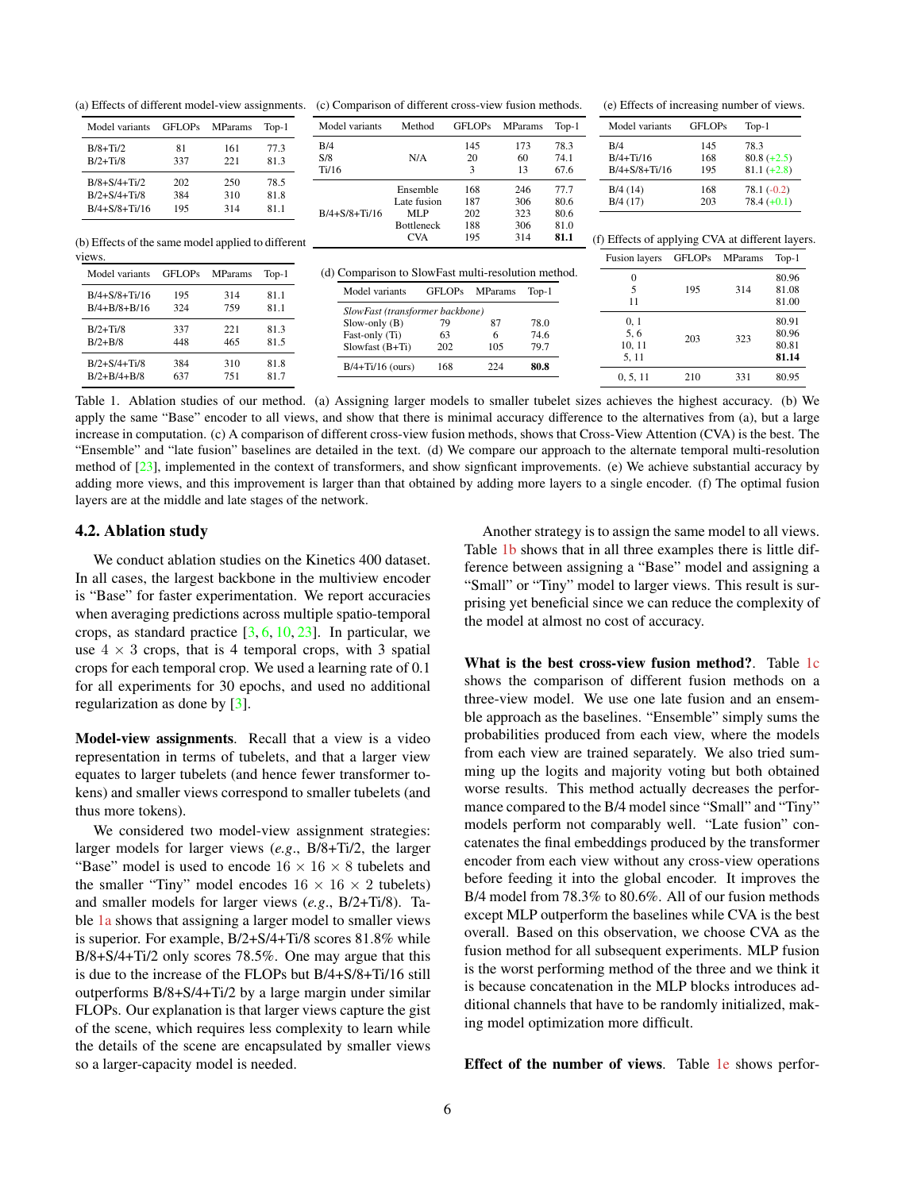(a) Effects of different model-view assignments.

| Model variants | GFLOPs | MParams | Top-1 |
|---|---|---|---|
| B/8+Ti/2 | 81 | 161 | 77.3 |
| B/2+Ti/8 | 337 | 221 | 81.3 |
| B/8+S/4+Ti/2 | 202 | 250 | 78.5 |
| B/2+S/4+Ti/8 | 384 | 310 | 81.8 |
| B/4+S/8+Ti/16 | 195 | 314 | 81.1 |

(b) Effects of the same model applied to different views.

| Model variants | GFLOPs | MParams | Top-1 |
|---|---|---|---|
| B/4+S/8+Ti/16 | 195 | 314 | 81.1 |
| B/4+B/8+B/16 | 324 | 759 | 81.1 |
| B/2+Ti/8 | 337 | 221 | 81.3 |
| B/2+B/8 | 448 | 465 | 81.5 |
| B/2+S/4+Ti/8 | 384 | 310 | 81.8 |
| B/2+B/4+B/8 | 637 | 751 | 81.7 |

(c) Comparison of different cross-view fusion methods.

| Model variants | Method | GFLOPs | MParams | Top-1 |
|---|---|---|---|---|
| B/4 | N/A | 145 | 173 | 78.3 |
| S/8 | | 20 | 60 | 74.1 |
| Ti/16 | | 3 | 13 | 67.6 |
| B/4+S/8+Ti/16 | Ensemble | 168 | 246 | 77.7 |
| | Late fusion | 187 | 306 | 80.6 |
| | MLP | 202 | 323 | 80.6 |
| | Bottleneck | 188 | 306 | 81.0 |
| | CVA | 195 | 314 | **81.1** |

(d) Comparison to SlowFast multi-resolution method.

| Model variants | GFLOPs | MParams | Top-1 |
|---|---|---|---|
| *SlowFast (transformer backbone)* | | | |
| Slow-only (B) | 79 | 87 | 78.0 |
| Fast-only (Ti) | 63 | 6 | 74.6 |
| Slowfast (B+Ti) | 202 | 105 | 79.7 |
| B/4+Ti/16 (ours) | 168 | 224 | **80.8** |

(e) Effects of increasing number of views.

| Model variants | GFLOPs | Top-1 |
|---|---|---|
| B/4 | 145 | 78.3 |
| B/4+Ti/16 | 168 | 80.8 (+2.5) |
| B/4+S/8+Ti/16 | 195 | 81.1 (+2.8) |
| B/4 (14) | 168 | 78.1 (-0.2) |
| B/4 (17) | 203 | 78.4 (+0.1) |

(f) Effects of applying CVA at different layers.

| Fusion layers | GFLOPs | MParams | Top-1 |
|---|---|---|---|
| 0 | 195 | 314 | 80.96 |
| 5 | | | 81.08 |
| 11 | | | 81.00 |
| 0, 1 | 203 | 323 | 80.91 |
| 5, 6 | | | 80.96 |
| 10, 11 | | | 80.81 |
| 5, 11 | | | **81.14** |
| 0, 5, 11 | 210 | 331 | 80.95 |

Table 1. Ablation studies of our method. (a) Assigning larger models to smaller tubelet sizes achieves the highest accuracy. (b) We apply the same "Base" encoder to all views, and show that there is minimal accuracy difference to the alternatives from (a), but a large increase in computation. (c) A comparison of different cross-view fusion methods, shows that Cross-View Attention (CVA) is the best. The "Ensemble" and "late fusion" baselines are detailed in the text. (d) We compare our approach to the alternate temporal multi-resolution method of [23], implemented in the context of transformers, and show signficant improvements. (e) We achieve substantial accuracy by adding more views, and this improvement is larger than that obtained by adding more layers to a single encoder. (f) The optimal fusion layers are at the middle and late stages of the network.

## 4.2. Ablation study

We conduct ablation studies on the Kinetics 400 dataset. In all cases, the largest backbone in the multiview encoder is "Base" for faster experimentation. We report accuracies when averaging predictions across multiple spatio-temporal crops, as standard practice [3, 6, 10, 23]. In particular, we use $4 \times 3$ crops, that is 4 temporal crops, with 3 spatial crops for each temporal crop. We used a learning rate of 0.1 for all experiments for 30 epochs, and used no additional regularization as done by [3].

**Model-view assignments**. Recall that a view is a video representation in terms of tubelets, and that a larger view equates to larger tubelets (and hence fewer transformer tokens) and smaller views correspond to smaller tubelets (and thus more tokens).

We considered two model-view assignment strategies: larger models for larger views (*e.g.*, B/8+Ti/2, the larger "Base" model is used to encode $16 \times 16 \times 8$ tubelets and the smaller "Tiny" model encodes $16 \times 16 \times 2$ tubelets) and smaller models for larger views (*e.g.*, B/2+Ti/8). Table 1a shows that assigning a larger model to smaller views is superior. For example, B/2+S/4+Ti/8 scores 81.8% while B/8+S/4+Ti/2 only scores 78.5%. One may argue that this is due to the increase of the FLOPs but B/4+S/8+Ti/16 still outperforms B/8+S/4+Ti/2 by a large margin under similar FLOPs. Our explanation is that larger views capture the gist of the scene, which requires less complexity to learn while the details of the scene are encapsulated by smaller views so a larger-capacity model is needed.

Another strategy is to assign the same model to all views. Table 1b shows that in all three examples there is little difference between assigning a "Base" model and assigning a "Small" or "Tiny" model to larger views. This result is surprising yet beneficial since we can reduce the complexity of the model at almost no cost of accuracy.

**What is the best cross-view fusion method?**. Table 1c shows the comparison of different fusion methods on a three-view model. We use one late fusion and an ensemble approach as the baselines. "Ensemble" simply sums the probabilities produced from each view, where the models from each view are trained separately. We also tried summing up the logits and majority voting but both obtained worse results. This method actually decreases the performance compared to the B/4 model since "Small" and "Tiny" models perform not comparably well. "Late fusion" concatenates the final embeddings produced by the transformer encoder from each view without any cross-view operations before feeding it into the global encoder. It improves the B/4 model from 78.3% to 80.6%. All of our fusion methods except MLP outperform the baselines while CVA is the best overall. Based on this observation, we choose CVA as the fusion method for all subsequent experiments. MLP fusion is the worst performing method of the three and we think it is because concatenation in the MLP blocks introduces additional channels that have to be randomly initialized, making model optimization more difficult.

**Effect of the number of views**. Table 1e shows perfor-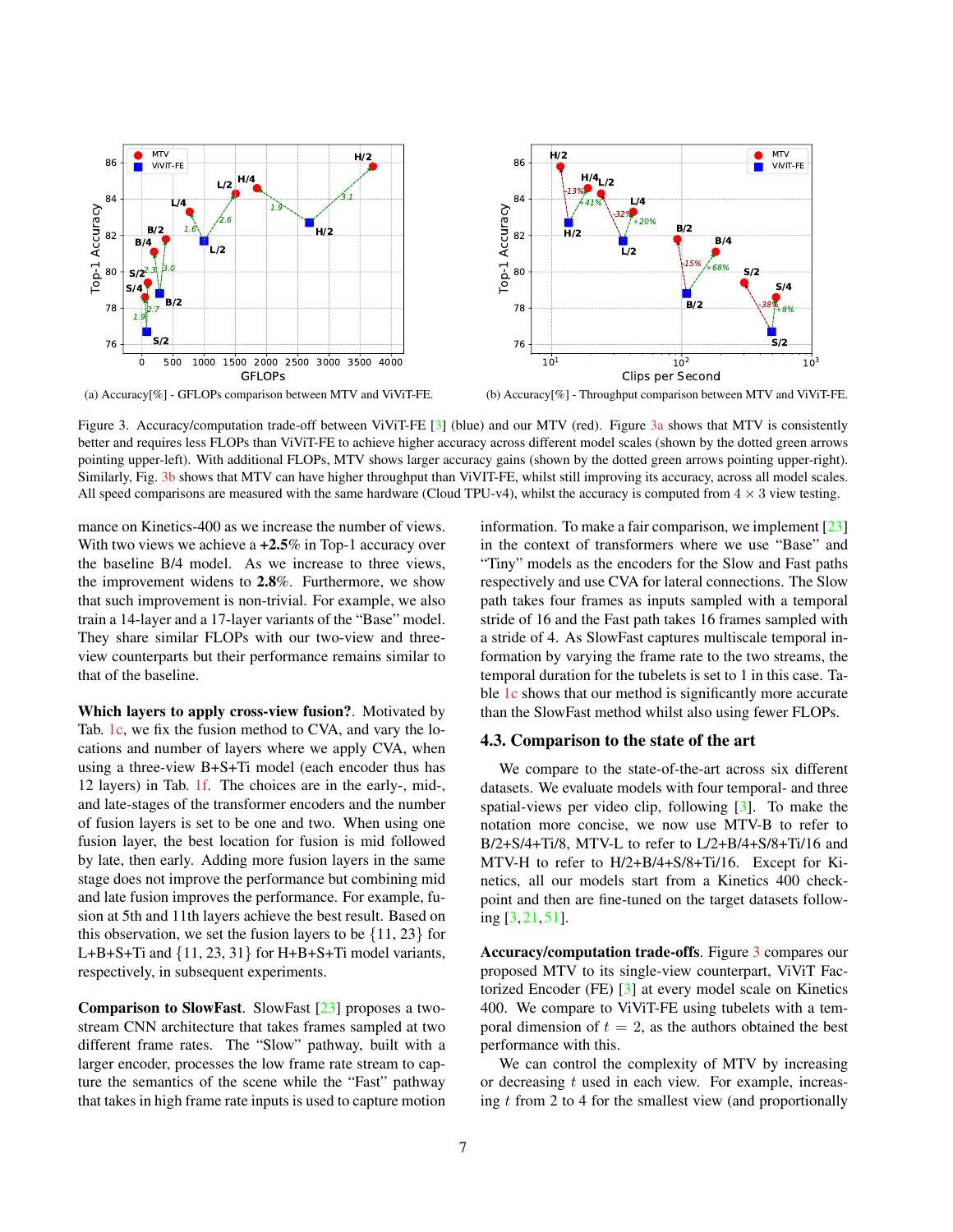(a) Accuracy[%] - GFLOPs comparison between MTV and ViViT-FE.

(b) Accuracy[%] - Throughput comparison between MTV and ViViT-FE.

Figure 3. Accuracy/computation trade-off between ViViT-FE [3] (blue) and our MTV (red). Figure 3a shows that MTV is consistently better and requires less FLOPs than ViViT-FE to achieve higher accuracy across different model scales (shown by the dotted green arrows pointing upper-left). With additional FLOPs, MTV shows larger accuracy gains (shown by the dotted green arrows pointing upper-right). Similarly, Fig. 3b shows that MTV can have higher throughput than ViViT-FE, whilst still improving its accuracy, across all model scales. All speed comparisons are measured with the same hardware (Cloud TPU-v4), whilst the accuracy is computed from $4 \times 3$ view testing.

mance on Kinetics-400 as we increase the number of views. With two views we achieve a **+2.5**% in Top-1 accuracy over the baseline B/4 model. As we increase to three views, the improvement widens to **2.8**%. Furthermore, we show that such improvement is non-trivial. For example, we also train a 14-layer and a 17-layer variants of the "Base" model. They share similar FLOPs with our two-view and three-view counterparts but their performance remains similar to that of the baseline.

**Which layers to apply cross-view fusion?**. Motivated by Tab. 1c, we fix the fusion method to CVA, and vary the locations and number of layers where we apply CVA, when using a three-view B+S+Ti model (each encoder thus has 12 layers) in Tab. 1f. The choices are in the early-, mid-, and late-stages of the transformer encoders and the number of fusion layers is set to be one and two. When using one fusion layer, the best location for fusion is mid followed by late, then early. Adding more fusion layers in the same stage does not improve the performance but combining mid and late fusion improves the performance. For example, fusion at 5th and 11th layers achieve the best result. Based on this observation, we set the fusion layers to be $\{11, 23\}$ for L+B+S+Ti and $\{11, 23, 31\}$ for H+B+S+Ti model variants, respectively, in subsequent experiments.

**Comparison to SlowFast**. SlowFast [23] proposes a two-stream CNN architecture that takes frames sampled at two different frame rates. The "Slow" pathway, built with a larger encoder, processes the low frame rate stream to capture the semantics of the scene while the "Fast" pathway that takes in high frame rate inputs is used to capture motion information. To make a fair comparison, we implement [23] in the context of transformers where we use "Base" and "Tiny" models as the encoders for the Slow and Fast paths respectively and use CVA for lateral connections. The Slow path takes four frames as inputs sampled with a temporal stride of 16 and the Fast path takes 16 frames sampled with a stride of 4. As SlowFast captures multiscale temporal information by varying the frame rate to the two streams, the temporal duration for the tubelets is set to 1 in this case. Table 1c shows that our method is significantly more accurate than the SlowFast method whilst also using fewer FLOPs.

### 4.3. Comparison to the state of the art

We compare to the state-of-the-art across six different datasets. We evaluate models with four temporal- and three spatial-views per video clip, following [3]. To make the notation more concise, we now use MTV-B to refer to B/2+S/4+Ti/8, MTV-L to refer to L/2+B/4+S/8+Ti/16 and MTV-H to refer to H/2+B/4+S/8+Ti/16. Except for Kinetics, all our models start from a Kinetics 400 checkpoint and then are fine-tuned on the target datasets following [3, 21, 51].

**Accuracy/computation trade-offs**. Figure 3 compares our proposed MTV to its single-view counterpart, ViViT Factorized Encoder (FE) [3] at every model scale on Kinetics 400. We compare to ViViT-FE using tubelets with a temporal dimension of $t = 2$, as the authors obtained the best performance with this.

We can control the complexity of MTV by increasing or decreasing $t$ used in each view. For example, increasing $t$ from 2 to 4 for the smallest view (and proportionally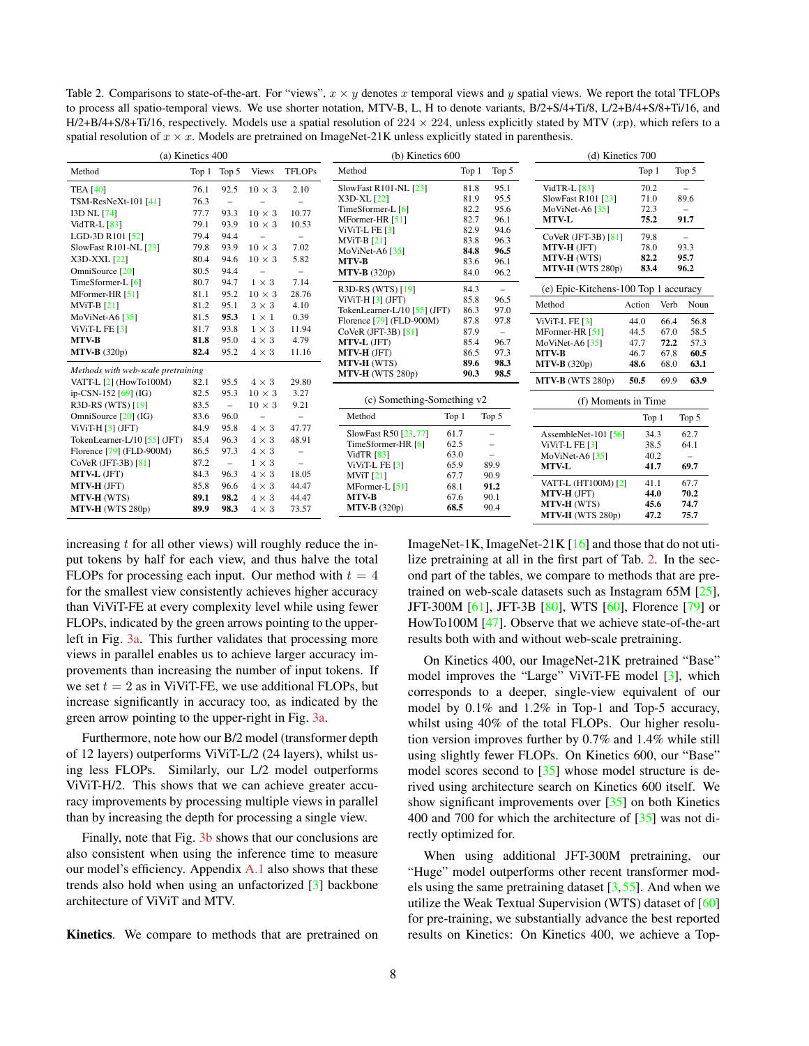Table 2. Comparisons to state-of-the-art. For "views", $x \times y$ denotes $x$ temporal views and $y$ spatial views. We report the total TFLOPs to process all spatio-temporal views. We use shorter notation, MTV-B, L, H to denote variants, B/2+S/4+Ti/8, L/2+B/4+S/8+Ti/16, and H/2+B/4+S/8+Ti/16, respectively. Models use a spatial resolution of $224 \times 224$, unless explicitly stated by MTV ($x$p), which refers to a spatial resolution of $x \times x$. Models are pretrained on ImageNet-21K unless explicitly stated in parenthesis.

(a) Kinetics 400

| Method | Top 1 | Top 5 | Views | TFLOPs |
|---|---|---|---|---|
| TEA [40] | 76.1 | 92.5 | $10 \times 3$ | 2.10 |
| TSM-ResNeXt-101 [41] | 76.3 | – | – | – |
| I3D NL [74] | 77.7 | 93.3 | $10 \times 3$ | 10.77 |
| VidTR-L [83] | 79.1 | 93.9 | $10 \times 3$ | 10.53 |
| LGD-3D R101 [52] | 79.4 | 94.4 | – | – |
| SlowFast R101-NL [23] | 79.8 | 93.9 | $10 \times 3$ | 7.02 |
| X3D-XXL [22] | 80.4 | 94.6 | $10 \times 3$ | 5.82 |
| OmniSource [20] | 80.5 | 94.4 | – | – |
| TimeSformer-L [6] | 80.7 | 94.7 | $1 \times 3$ | 7.14 |
| MFormer-HR [51] | 81.1 | 95.2 | $10 \times 3$ | 28.76 |
| MViT-B [21] | 81.2 | 95.1 | $3 \times 3$ | 4.10 |
| MoViNet-A6 [35] | 81.5 | **95.3** | $1 \times 1$ | 0.39 |
| ViViT-L FE [3] | 81.7 | 93.8 | $1 \times 3$ | 11.94 |
| **MTV-B** | **81.8** | 95.0 | $4 \times 3$ | 4.79 |
| **MTV-B** (320p) | **82.4** | 95.2 | $4 \times 3$ | 11.16 |
| *Methods with web-scale pretraining* | | | | |
| VATT-L [2] (HowTo100M) | 82.1 | 95.5 | $4 \times 3$ | 29.80 |
| ip-CSN-152 [69] (IG) | 82.5 | 95.3 | $10 \times 3$ | 3.27 |
| R3D-RS (WTS) [19] | 83.5 | – | $10 \times 3$ | 9.21 |
| OmniSource [20] (IG) | 83.6 | 96.0 | – | – |
| ViViT-H [3] (JFT) | 84.9 | 95.8 | $4 \times 3$ | 47.77 |
| TokenLearner-L/10 [55] (JFT) | 85.4 | 96.3 | $4 \times 3$ | 48.91 |
| Florence [79] (FLD-900M) | 86.5 | 97.3 | $4 \times 3$ | – |
| CoVeR (JFT-3B) [81] | 87.2 | – | $1 \times 3$ | – |
| **MTV-L** (JFT) | 84.3 | 96.3 | $4 \times 3$ | 18.05 |
| **MTV-H** (JFT) | 85.8 | 96.6 | $4 \times 3$ | 44.47 |
| **MTV-H** (WTS) | **89.1** | **98.2** | $4 \times 3$ | 44.47 |
| **MTV-H** (WTS 280p) | **89.9** | **98.3** | $4 \times 3$ | 73.57 |

(b) Kinetics 600

| Method | Top 1 | Top 5 |
|---|---|---|
| SlowFast R101-NL [23] | 81.8 | 95.1 |
| X3D-XL [22] | 81.9 | 95.5 |
| TimeSformer-L [6] | 82.2 | 95.6 |
| MFormer-HR [51] | 82.7 | 96.1 |
| ViViT-L FE [3] | 82.9 | 94.6 |
| MViT-B [21] | 83.8 | 96.3 |
| MoViNet-A6 [35] | **84.8** | **96.5** |
| **MTV-B** | 83.6 | 96.1 |
| **MTV-B** (320p) | 84.0 | 96.2 |
| R3D-RS (WTS) [19] | 84.3 | – |
| ViViT-H [3] (JFT) | 85.8 | 96.5 |
| TokenLearner-L/10 [55] (JFT) | 86.3 | 97.0 |
| Florence [79] (FLD-900M) | 87.8 | 97.8 |
| CoVeR (JFT-3B) [81] | 87.9 | – |
| **MTV-L** (JFT) | 85.4 | 96.7 |
| **MTV-H** (JFT) | 86.5 | 97.3 |
| **MTV-H** (WTS) | **89.6** | **98.3** |
| **MTV-H** (WTS 280p) | **90.3** | **98.5** |

(c) Something-Something v2

| Method | Top 1 | Top 5 |
|---|---|---|
| SlowFast R50 [23, 77] | 61.7 | – |
| TimeSformer-HR [6] | 62.5 | – |
| VidTR [83] | 63.0 | – |
| ViViT-L FE [3] | 65.9 | 89.9 |
| MViT [21] | 67.7 | 90.9 |
| MFormer-L [51] | 68.1 | **91.2** |
| **MTV-B** | 67.6 | 90.1 |
| **MTV-B** (320p) | **68.5** | 90.4 |

(d) Kinetics 700

| Method | Top 1 | Top 5 |
|---|---|---|
| VidTR-L [83] | 70.2 | – |
| SlowFast R101 [23] | 71.0 | 89.6 |
| MoViNet-A6 [35] | 72.3 | – |
| **MTV-L** | **75.2** | **91.7** |
| CoVeR (JFT-3B) [81] | 79.8 | – |
| **MTV-H** (JFT) | 78.0 | 93.3 |
| **MTV-H** (WTS) | **82.2** | **95.7** |
| **MTV-H** (WTS 280p) | **83.4** | **96.2** |

(e) Epic-Kitchens-100 Top 1 accuracy

| Method | Action | Verb | Noun |
|---|---|---|---|
| ViViT-L FE [3] | 44.0 | 66.4 | 56.8 |
| MFormer-HR [51] | 44.5 | 67.0 | 58.5 |
| MoViNet-A6 [35] | 47.7 | **72.2** | 57.3 |
| **MTV-B** | 46.7 | 67.8 | **60.5** |
| **MTV-B** (320p) | **48.6** | 68.0 | **63.1** |
| **MTV-B** (WTS 280p) | **50.5** | 69.9 | **63.9** |

(f) Moments in Time

| Method | Top 1 | Top 5 |
|---|---|---|
| AssembleNet-101 [56] | 34.3 | 62.7 |
| ViViT-L FE [3] | 38.5 | 64.1 |
| MoViNet-A6 [35] | 40.2 | – |
| **MTV-L** | **41.7** | **69.7** |
| VATT-L (HT100M) [2] | 41.1 | 67.7 |
| **MTV-H** (JFT) | **44.0** | **70.2** |
| **MTV-H** (WTS) | **45.6** | **74.7** |
| **MTV-H** (WTS 280p) | **47.2** | **75.7** |

increasing $t$ for all other views) will roughly reduce the input tokens by half for each view, and thus halve the total FLOPs for processing each input. Our method with $t = 4$ for the smallest view consistently achieves higher accuracy than ViViT-FE at every complexity level while using fewer FLOPs, indicated by the green arrows pointing to the upper-left in Fig. 3a. This further validates that processing more views in parallel enables us to achieve larger accuracy improvements than increasing the number of input tokens. If we set $t = 2$ as in ViViT-FE, we use additional FLOPs, but increase significantly in accuracy too, as indicated by the green arrow pointing to the upper-right in Fig. 3a.

Furthermore, note how our B/2 model (transformer depth of 12 layers) outperforms ViViT-L/2 (24 layers), whilst using less FLOPs. Similarly, our L/2 model outperforms ViViT-H/2. This shows that we can achieve greater accuracy improvements by processing multiple views in parallel than by increasing the depth for processing a single view.

Finally, note that Fig. 3b shows that our conclusions are also consistent when using the inference time to measure our model's efficiency. Appendix A.1 also shows that these trends also hold when using an unfactorized [3] backbone architecture of ViViT and MTV.

**Kinetics**. We compare to methods that are pretrained on ImageNet-1K, ImageNet-21K [16] and those that do not utilize pretraining at all in the first part of Tab. 2. In the second part of the tables, we compare to methods that are pretrained on web-scale datasets such as Instagram 65M [25], JFT-300M [61], JFT-3B [80], WTS [60], Florence [79] or HowTo100M [47]. Observe that we achieve state-of-the-art results both with and without web-scale pretraining.

On Kinetics 400, our ImageNet-21K pretrained "Base" model improves the "Large" ViViT-FE model [3], which corresponds to a deeper, single-view equivalent of our model by 0.1% and 1.2% in Top-1 and Top-5 accuracy, whilst using 40% of the total FLOPs. Our higher resolution version improves further by 0.7% and 1.4% while still using slightly fewer FLOPs. On Kinetics 600, our "Base" model scores second to [35] whose model structure is derived using architecture search on Kinetics 600 itself. We show significant improvements over [35] on both Kinetics 400 and 700 for which the architecture of [35] was not directly optimized for.

When using additional JFT-300M pretraining, our "Huge" model outperforms other recent transformer models using the same pretraining dataset [3, 55]. And when we utilize the Weak Textual Supervision (WTS) dataset of [60] for pre-training, we substantially advance the best reported results on Kinetics: On Kinetics 400, we achieve a Top-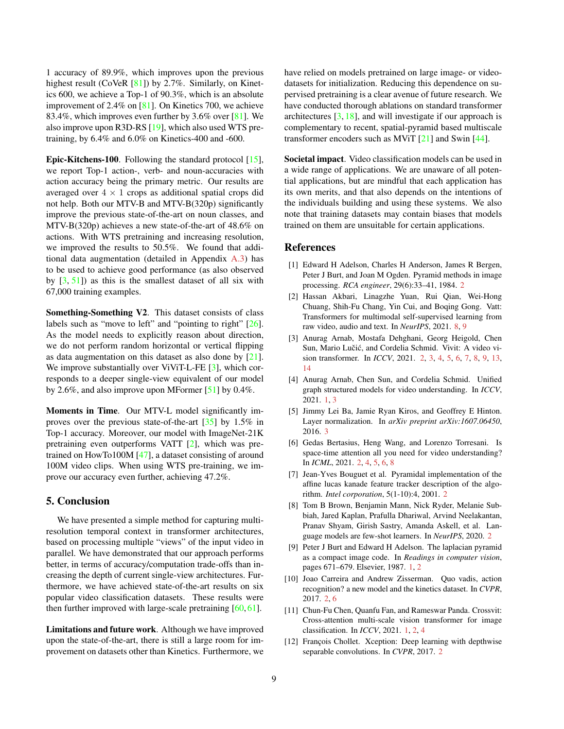1 accuracy of 89.9%, which improves upon the previous highest result (CoVeR [81]) by 2.7%. Similarly, on Kinetics 600, we achieve a Top-1 of 90.3%, which is an absolute improvement of 2.4% on [81]. On Kinetics 700, we achieve 83.4%, which improves even further by 3.6% over [81]. We also improve upon R3D-RS [19], which also used WTS pretraining, by 6.4% and 6.0% on Kinetics-400 and -600.

**Epic-Kitchens-100**. Following the standard protocol [15], we report Top-1 action-, verb- and noun-accuracies with action accuracy being the primary metric. Our results are averaged over $4 \times 1$ crops as additional spatial crops did not help. Both our MTV-B and MTV-B(320p) significantly improve the previous state-of-the-art on noun classes, and MTV-B(320p) achieves a new state-of-the-art of 48.6% on actions. With WTS pretraining and increasing resolution, we improved the results to 50.5%. We found that additional data augmentation (detailed in Appendix A.3) has to be used to achieve good performance (as also observed by [3, 51]) as this is the smallest dataset of all six with 67,000 training examples.

**Something-Something V2**. This dataset consists of class labels such as "move to left" and "pointing to right" [26]. As the model needs to explicitly reason about direction, we do not perform random horizontal or vertical flipping as data augmentation on this dataset as also done by [21]. We improve substantially over ViViT-L-FE [3], which corresponds to a deeper single-view equivalent of our model by 2.6%, and also improve upon MFormer [51] by 0.4%.

**Moments in Time**. Our MTV-L model significantly improves over the previous state-of-the-art [35] by 1.5% in Top-1 accuracy. Moreover, our model with ImageNet-21K pretraining even outperforms VATT [2], which was pretrained on HowTo100M [47], a dataset consisting of around 100M video clips. When using WTS pre-training, we improve our accuracy even further, achieving 47.2%.

## 5. Conclusion

We have presented a simple method for capturing multi-resolution temporal context in transformer architectures, based on processing multiple "views" of the input video in parallel. We have demonstrated that our approach performs better, in terms of accuracy/computation trade-offs than increasing the depth of current single-view architectures. Furthermore, we have achieved state-of-the-art results on six popular video classification datasets. These results were then further improved with large-scale pretraining [60, 61].

**Limitations and future work**. Although we have improved upon the state-of-the-art, there is still a large room for improvement on datasets other than Kinetics. Furthermore, we have relied on models pretrained on large image- or video-datasets for initialization. Reducing this dependence on supervised pretraining is a clear avenue of future research. We have conducted thorough ablations on standard transformer architectures [3, 18], and will investigate if our approach is complementary to recent, spatial-pyramid based multiscale transformer encoders such as MViT [21] and Swin [44].

**Societal impact**. Video classification models can be used in a wide range of applications. We are unaware of all potential applications, but are mindful that each application has its own merits, and that also depends on the intentions of the individuals building and using these systems. We also note that training datasets may contain biases that models trained on them are unsuitable for certain applications.

## References

[1] Edward H Adelson, Charles H Anderson, James R Bergen, Peter J Burt, and Joan M Ogden. Pyramid methods in image processing. *RCA engineer*, 29(6):33–41, 1984. 2

[2] Hassan Akbari, Linagzhe Yuan, Rui Qian, Wei-Hong Chuang, Shih-Fu Chang, Yin Cui, and Boqing Gong. Vatt: Transformers for multimodal self-supervised learning from raw video, audio and text. In *NeurIPS*, 2021. 8, 9

[3] Anurag Arnab, Mostafa Dehghani, Georg Heigold, Chen Sun, Mario Lučić, and Cordelia Schmid. Vivit: A video vision transformer. In *ICCV*, 2021. 2, 3, 4, 5, 6, 7, 8, 9, 13, 14

[4] Anurag Arnab, Chen Sun, and Cordelia Schmid. Unified graph structured models for video understanding. In *ICCV*, 2021. 1, 3

[5] Jimmy Lei Ba, Jamie Ryan Kiros, and Geoffrey E Hinton. Layer normalization. In *arXiv preprint arXiv:1607.06450*, 2016. 3

[6] Gedas Bertasius, Heng Wang, and Lorenzo Torresani. Is space-time attention all you need for video understanding? In *ICML*, 2021. 2, 4, 5, 6, 8

[7] Jean-Yves Bouguet et al. Pyramidal implementation of the affine lucas kanade feature tracker description of the algorithm. *Intel corporation*, 5(1-10):4, 2001. 2

[8] Tom B Brown, Benjamin Mann, Nick Ryder, Melanie Subbiah, Jared Kaplan, Prafulla Dhariwal, Arvind Neelakantan, Pranav Shyam, Girish Sastry, Amanda Askell, et al. Language models are few-shot learners. In *NeurIPS*, 2020. 2

[9] Peter J Burt and Edward H Adelson. The laplacian pyramid as a compact image code. In *Readings in computer vision*, pages 671–679. Elsevier, 1987. 1, 2

[10] Joao Carreira and Andrew Zisserman. Quo vadis, action recognition? a new model and the kinetics dataset. In *CVPR*, 2017. 2, 6

[11] Chun-Fu Chen, Quanfu Fan, and Rameswar Panda. Crossvit: Cross-attention multi-scale vision transformer for image classification. In *ICCV*, 2021. 1, 2, 4

[12] François Chollet. Xception: Deep learning with depthwise separable convolutions. In *CVPR*, 2017. 2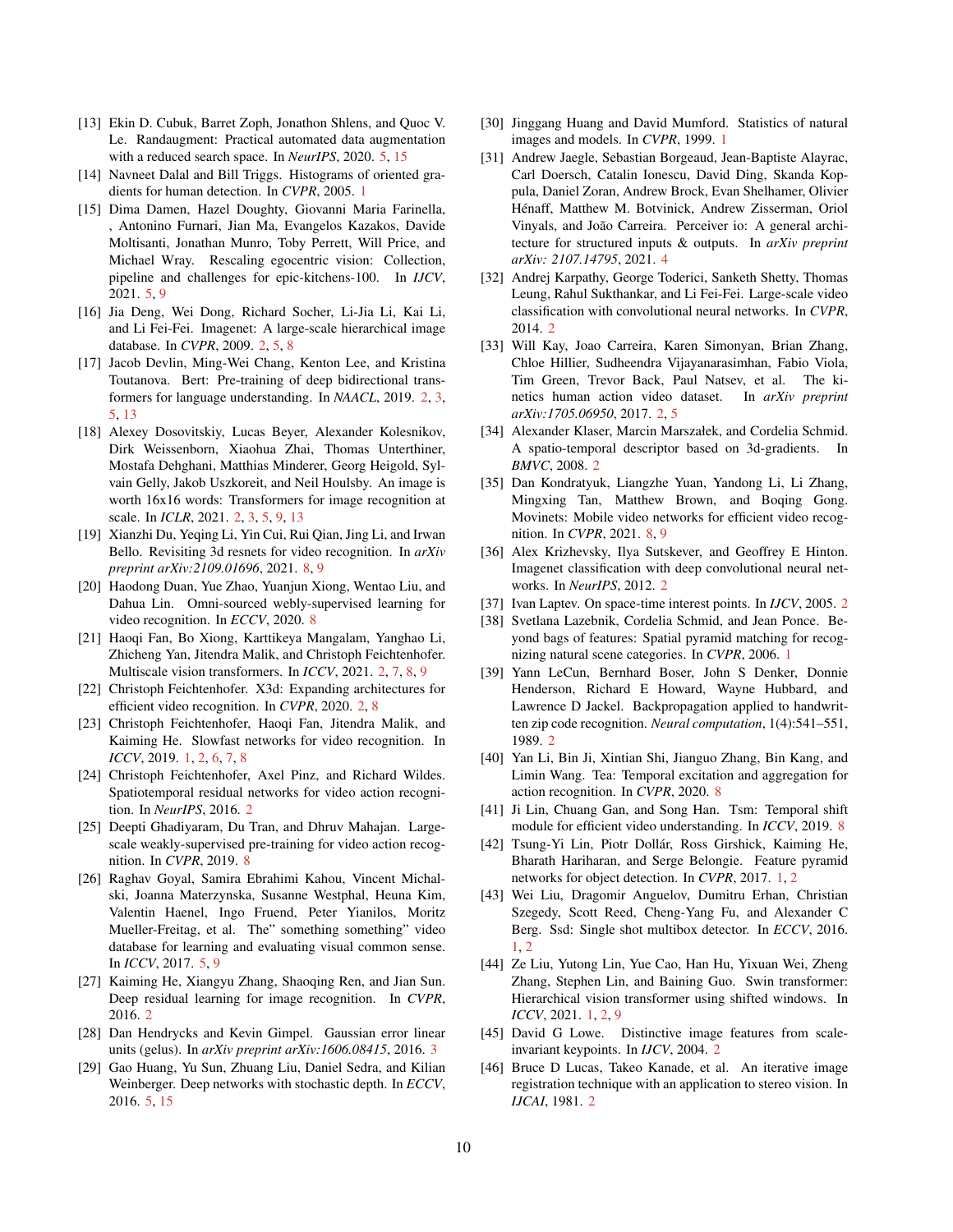[13] Ekin D. Cubuk, Barret Zoph, Jonathon Shlens, and Quoc V. Le. Randaugment: Practical automated data augmentation with a reduced search space. In *NeurIPS*, 2020. 5, 15

[14] Navneet Dalal and Bill Triggs. Histograms of oriented gradients for human detection. In *CVPR*, 2005. 1

[15] Dima Damen, Hazel Doughty, Giovanni Maria Farinella, , Antonino Furnari, Jian Ma, Evangelos Kazakos, Davide Moltisanti, Jonathan Munro, Toby Perrett, Will Price, and Michael Wray. Rescaling egocentric vision: Collection, pipeline and challenges for epic-kitchens-100. In *IJCV*, 2021. 5, 9

[16] Jia Deng, Wei Dong, Richard Socher, Li-Jia Li, Kai Li, and Li Fei-Fei. Imagenet: A large-scale hierarchical image database. In *CVPR*, 2009. 2, 5, 8

[17] Jacob Devlin, Ming-Wei Chang, Kenton Lee, and Kristina Toutanova. Bert: Pre-training of deep bidirectional transformers for language understanding. In *NAACL*, 2019. 2, 3, 5, 13

[18] Alexey Dosovitskiy, Lucas Beyer, Alexander Kolesnikov, Dirk Weissenborn, Xiaohua Zhai, Thomas Unterthiner, Mostafa Dehghani, Matthias Minderer, Georg Heigold, Sylvain Gelly, Jakob Uszkoreit, and Neil Houlsby. An image is worth 16x16 words: Transformers for image recognition at scale. In *ICLR*, 2021. 2, 3, 5, 9, 13

[19] Xianzhi Du, Yeqing Li, Yin Cui, Rui Qian, Jing Li, and Irwan Bello. Revisiting 3d resnets for video recognition. In *arXiv preprint arXiv:2109.01696*, 2021. 8, 9

[20] Haodong Duan, Yue Zhao, Yuanjun Xiong, Wentao Liu, and Dahua Lin. Omni-sourced webly-supervised learning for video recognition. In *ECCV*, 2020. 8

[21] Haoqi Fan, Bo Xiong, Karttikeya Mangalam, Yanghao Li, Zhicheng Yan, Jitendra Malik, and Christoph Feichtenhofer. Multiscale vision transformers. In *ICCV*, 2021. 2, 7, 8, 9

[22] Christoph Feichtenhofer. X3d: Expanding architectures for efficient video recognition. In *CVPR*, 2020. 2, 8

[23] Christoph Feichtenhofer, Haoqi Fan, Jitendra Malik, and Kaiming He. Slowfast networks for video recognition. In *ICCV*, 2019. 1, 2, 6, 7, 8

[24] Christoph Feichtenhofer, Axel Pinz, and Richard Wildes. Spatiotemporal residual networks for video action recognition. In *NeurIPS*, 2016. 2

[25] Deepti Ghadiyaram, Du Tran, and Dhruv Mahajan. Large-scale weakly-supervised pre-training for video action recognition. In *CVPR*, 2019. 8

[26] Raghav Goyal, Samira Ebrahimi Kahou, Vincent Michalski, Joanna Materzynska, Susanne Westphal, Heuna Kim, Valentin Haenel, Ingo Fruend, Peter Yianilos, Moritz Mueller-Freitag, et al. The" something something" video database for learning and evaluating visual common sense. In *ICCV*, 2017. 5, 9

[27] Kaiming He, Xiangyu Zhang, Shaoqing Ren, and Jian Sun. Deep residual learning for image recognition. In *CVPR*, 2016. 2

[28] Dan Hendrycks and Kevin Gimpel. Gaussian error linear units (gelus). In *arXiv preprint arXiv:1606.08415*, 2016. 3

[29] Gao Huang, Yu Sun, Zhuang Liu, Daniel Sedra, and Kilian Weinberger. Deep networks with stochastic depth. In *ECCV*, 2016. 5, 15

[30] Jinggang Huang and David Mumford. Statistics of natural images and models. In *CVPR*, 1999. 1

[31] Andrew Jaegle, Sebastian Borgeaud, Jean-Baptiste Alayrac, Carl Doersch, Catalin Ionescu, David Ding, Skanda Koppula, Daniel Zoran, Andrew Brock, Evan Shelhamer, Olivier Hénaff, Matthew M. Botvinick, Andrew Zisserman, Oriol Vinyals, and João Carreira. Perceiver io: A general architecture for structured inputs & outputs. In *arXiv preprint arXiv: 2107.14795*, 2021. 4

[32] Andrej Karpathy, George Toderici, Sanketh Shetty, Thomas Leung, Rahul Sukthankar, and Li Fei-Fei. Large-scale video classification with convolutional neural networks. In *CVPR*, 2014. 2

[33] Will Kay, Joao Carreira, Karen Simonyan, Brian Zhang, Chloe Hillier, Sudheendra Vijayanarasimhan, Fabio Viola, Tim Green, Trevor Back, Paul Natsev, et al. The kinetics human action video dataset. In *arXiv preprint arXiv:1705.06950*, 2017. 2, 5

[34] Alexander Klaser, Marcin Marszałek, and Cordelia Schmid. A spatio-temporal descriptor based on 3d-gradients. In *BMVC*, 2008. 2

[35] Dan Kondratyuk, Liangzhe Yuan, Yandong Li, Li Zhang, Mingxing Tan, Matthew Brown, and Boqing Gong. Movinets: Mobile video networks for efficient video recognition. In *CVPR*, 2021. 8, 9

[36] Alex Krizhevsky, Ilya Sutskever, and Geoffrey E Hinton. Imagenet classification with deep convolutional neural networks. In *NeurIPS*, 2012. 2

[37] Ivan Laptev. On space-time interest points. In *IJCV*, 2005. 2

[38] Svetlana Lazebnik, Cordelia Schmid, and Jean Ponce. Beyond bags of features: Spatial pyramid matching for recognizing natural scene categories. In *CVPR*, 2006. 1

[39] Yann LeCun, Bernhard Boser, John S Denker, Donnie Henderson, Richard E Howard, Wayne Hubbard, and Lawrence D Jackel. Backpropagation applied to handwritten zip code recognition. *Neural computation*, 1(4):541–551, 1989. 2

[40] Yan Li, Bin Ji, Xintian Shi, Jianguo Zhang, Bin Kang, and Limin Wang. Tea: Temporal excitation and aggregation for action recognition. In *CVPR*, 2020. 8

[41] Ji Lin, Chuang Gan, and Song Han. Tsm: Temporal shift module for efficient video understanding. In *ICCV*, 2019. 8

[42] Tsung-Yi Lin, Piotr Dollár, Ross Girshick, Kaiming He, Bharath Hariharan, and Serge Belongie. Feature pyramid networks for object detection. In *CVPR*, 2017. 1, 2

[43] Wei Liu, Dragomir Anguelov, Dumitru Erhan, Christian Szegedy, Scott Reed, Cheng-Yang Fu, and Alexander C Berg. Ssd: Single shot multibox detector. In *ECCV*, 2016. 1, 2

[44] Ze Liu, Yutong Lin, Yue Cao, Han Hu, Yixuan Wei, Zheng Zhang, Stephen Lin, and Baining Guo. Swin transformer: Hierarchical vision transformer using shifted windows. In *ICCV*, 2021. 1, 2, 9

[45] David G Lowe. Distinctive image features from scale-invariant keypoints. In *IJCV*, 2004. 2

[46] Bruce D Lucas, Takeo Kanade, et al. An iterative image registration technique with an application to stereo vision. In *IJCAI*, 1981. 2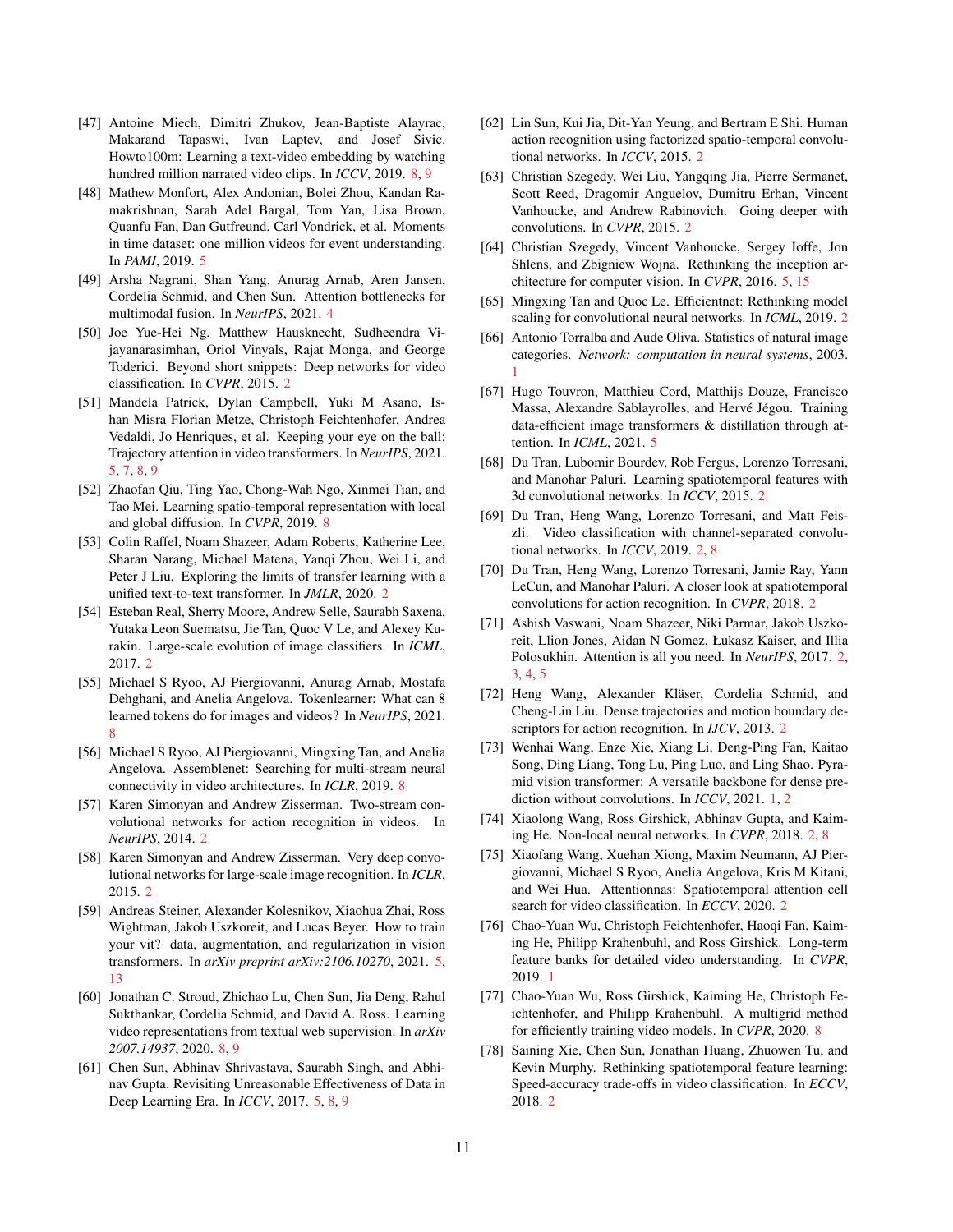[47] Antoine Miech, Dimitri Zhukov, Jean-Baptiste Alayrac, Makarand Tapaswi, Ivan Laptev, and Josef Sivic. Howto100m: Learning a text-video embedding by watching hundred million narrated video clips. In *ICCV*, 2019. 8, 9

[48] Mathew Monfort, Alex Andonian, Bolei Zhou, Kandan Ramakrishnan, Sarah Adel Bargal, Tom Yan, Lisa Brown, Quanfu Fan, Dan Gutfreund, Carl Vondrick, et al. Moments in time dataset: one million videos for event understanding. In *PAMI*, 2019. 5

[49] Arsha Nagrani, Shan Yang, Anurag Arnab, Aren Jansen, Cordelia Schmid, and Chen Sun. Attention bottlenecks for multimodal fusion. In *NeurIPS*, 2021. 4

[50] Joe Yue-Hei Ng, Matthew Hausknecht, Sudheendra Vijayanarasimhan, Oriol Vinyals, Rajat Monga, and George Toderici. Beyond short snippets: Deep networks for video classification. In *CVPR*, 2015. 2

[51] Mandela Patrick, Dylan Campbell, Yuki M Asano, Ishan Misra Florian Metze, Christoph Feichtenhofer, Andrea Vedaldi, Jo Henriques, et al. Keeping your eye on the ball: Trajectory attention in video transformers. In *NeurIPS*, 2021. 5, 7, 8, 9

[52] Zhaofan Qiu, Ting Yao, Chong-Wah Ngo, Xinmei Tian, and Tao Mei. Learning spatio-temporal representation with local and global diffusion. In *CVPR*, 2019. 8

[53] Colin Raffel, Noam Shazeer, Adam Roberts, Katherine Lee, Sharan Narang, Michael Matena, Yanqi Zhou, Wei Li, and Peter J Liu. Exploring the limits of transfer learning with a unified text-to-text transformer. In *JMLR*, 2020. 2

[54] Esteban Real, Sherry Moore, Andrew Selle, Saurabh Saxena, Yutaka Leon Suematsu, Jie Tan, Quoc V Le, and Alexey Kurakin. Large-scale evolution of image classifiers. In *ICML*, 2017. 2

[55] Michael S Ryoo, AJ Piergiovanni, Anurag Arnab, Mostafa Dehghani, and Anelia Angelova. Tokenlearner: What can 8 learned tokens do for images and videos? In *NeurIPS*, 2021. 8

[56] Michael S Ryoo, AJ Piergiovanni, Mingxing Tan, and Anelia Angelova. Assemblenet: Searching for multi-stream neural connectivity in video architectures. In *ICLR*, 2019. 8

[57] Karen Simonyan and Andrew Zisserman. Two-stream convolutional networks for action recognition in videos. In *NeurIPS*, 2014. 2

[58] Karen Simonyan and Andrew Zisserman. Very deep convolutional networks for large-scale image recognition. In *ICLR*, 2015. 2

[59] Andreas Steiner, Alexander Kolesnikov, Xiaohua Zhai, Ross Wightman, Jakob Uszkoreit, and Lucas Beyer. How to train your vit? data, augmentation, and regularization in vision transformers. In *arXiv preprint arXiv:2106.10270*, 2021. 5, 13

[60] Jonathan C. Stroud, Zhichao Lu, Chen Sun, Jia Deng, Rahul Sukthankar, Cordelia Schmid, and David A. Ross. Learning video representations from textual web supervision. In *arXiv 2007.14937*, 2020. 8, 9

[61] Chen Sun, Abhinav Shrivastava, Saurabh Singh, and Abhinav Gupta. Revisiting Unreasonable Effectiveness of Data in Deep Learning Era. In *ICCV*, 2017. 5, 8, 9

[62] Lin Sun, Kui Jia, Dit-Yan Yeung, and Bertram E Shi. Human action recognition using factorized spatio-temporal convolutional networks. In *ICCV*, 2015. 2

[63] Christian Szegedy, Wei Liu, Yangqing Jia, Pierre Sermanet, Scott Reed, Dragomir Anguelov, Dumitru Erhan, Vincent Vanhoucke, and Andrew Rabinovich. Going deeper with convolutions. In *CVPR*, 2015. 2

[64] Christian Szegedy, Vincent Vanhoucke, Sergey Ioffe, Jon Shlens, and Zbigniew Wojna. Rethinking the inception architecture for computer vision. In *CVPR*, 2016. 5, 15

[65] Mingxing Tan and Quoc Le. Efficientnet: Rethinking model scaling for convolutional neural networks. In *ICML*, 2019. 2

[66] Antonio Torralba and Aude Oliva. Statistics of natural image categories. *Network: computation in neural systems*, 2003. 1

[67] Hugo Touvron, Matthieu Cord, Matthijs Douze, Francisco Massa, Alexandre Sablayrolles, and Hervé Jégou. Training data-efficient image transformers & distillation through attention. In *ICML*, 2021. 5

[68] Du Tran, Lubomir Bourdev, Rob Fergus, Lorenzo Torresani, and Manohar Paluri. Learning spatiotemporal features with 3d convolutional networks. In *ICCV*, 2015. 2

[69] Du Tran, Heng Wang, Lorenzo Torresani, and Matt Feiszli. Video classification with channel-separated convolutional networks. In *ICCV*, 2019. 2, 8

[70] Du Tran, Heng Wang, Lorenzo Torresani, Jamie Ray, Yann LeCun, and Manohar Paluri. A closer look at spatiotemporal convolutions for action recognition. In *CVPR*, 2018. 2

[71] Ashish Vaswani, Noam Shazeer, Niki Parmar, Jakob Uszkoreit, Llion Jones, Aidan N Gomez, Łukasz Kaiser, and Illia Polosukhin. Attention is all you need. In *NeurIPS*, 2017. 2, 3, 4, 5

[72] Heng Wang, Alexander Kläser, Cordelia Schmid, and Cheng-Lin Liu. Dense trajectories and motion boundary descriptors for action recognition. In *IJCV*, 2013. 2

[73] Wenhai Wang, Enze Xie, Xiang Li, Deng-Ping Fan, Kaitao Song, Ding Liang, Tong Lu, Ping Luo, and Ling Shao. Pyramid vision transformer: A versatile backbone for dense prediction without convolutions. In *ICCV*, 2021. 1, 2

[74] Xiaolong Wang, Ross Girshick, Abhinav Gupta, and Kaiming He. Non-local neural networks. In *CVPR*, 2018. 2, 8

[75] Xiaofang Wang, Xuehan Xiong, Maxim Neumann, AJ Piergiovanni, Michael S Ryoo, Anelia Angelova, Kris M Kitani, and Wei Hua. Attentionnas: Spatiotemporal attention cell search for video classification. In *ECCV*, 2020. 2

[76] Chao-Yuan Wu, Christoph Feichtenhofer, Haoqi Fan, Kaiming He, Philipp Krahenbuhl, and Ross Girshick. Long-term feature banks for detailed video understanding. In *CVPR*, 2019. 1

[77] Chao-Yuan Wu, Ross Girshick, Kaiming He, Christoph Feichtenhofer, and Philipp Krahenbuhl. A multigrid method for efficiently training video models. In *CVPR*, 2020. 8

[78] Saining Xie, Chen Sun, Jonathan Huang, Zhuowen Tu, and Kevin Murphy. Rethinking spatiotemporal feature learning: Speed-accuracy trade-offs in video classification. In *ECCV*, 2018. 2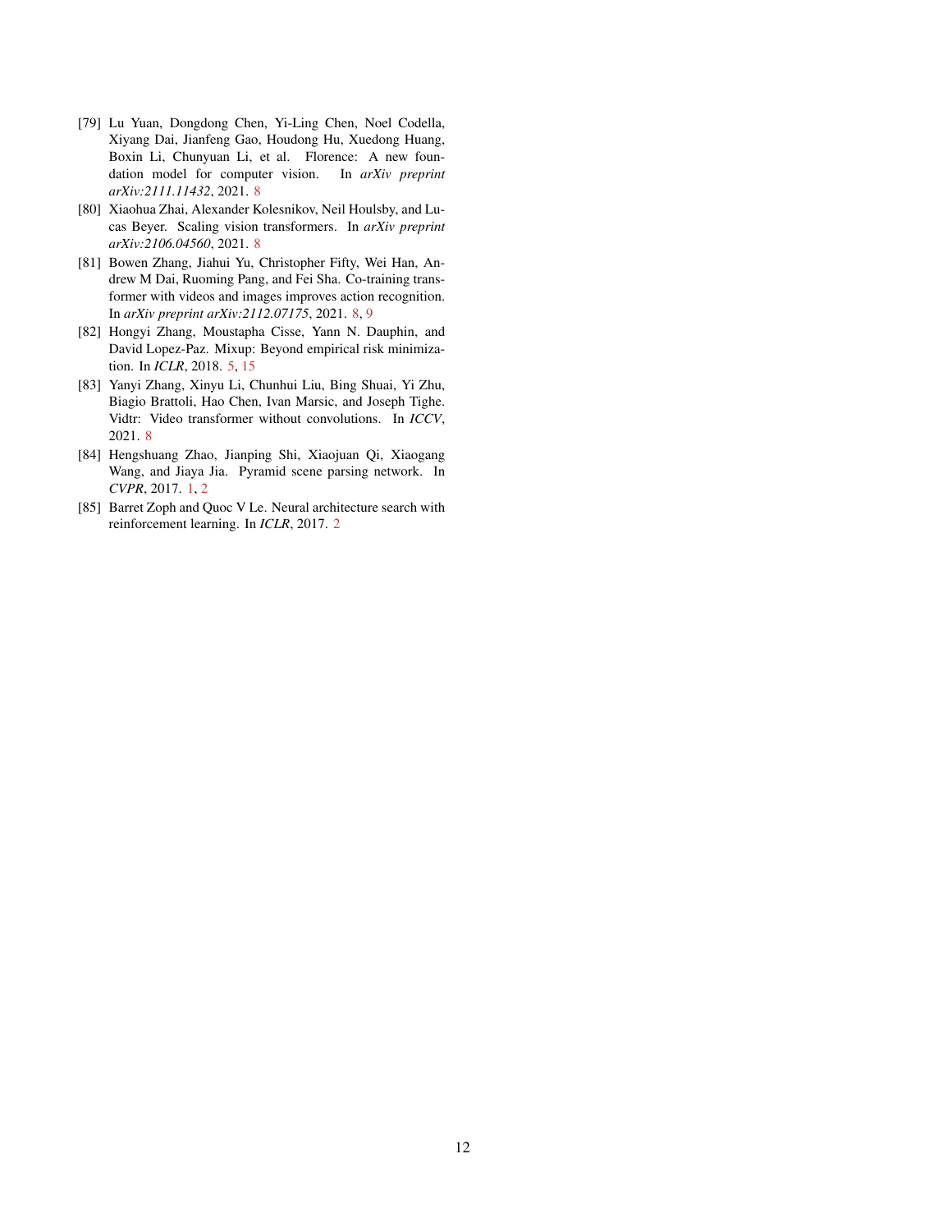[79] Lu Yuan, Dongdong Chen, Yi-Ling Chen, Noel Codella, Xiyang Dai, Jianfeng Gao, Houdong Hu, Xuedong Huang, Boxin Li, Chunyuan Li, et al. Florence: A new foundation model for computer vision. In *arXiv preprint arXiv:2111.11432*, 2021. 8

[80] Xiaohua Zhai, Alexander Kolesnikov, Neil Houlsby, and Lucas Beyer. Scaling vision transformers. In *arXiv preprint arXiv:2106.04560*, 2021. 8

[81] Bowen Zhang, Jiahui Yu, Christopher Fifty, Wei Han, Andrew M Dai, Ruoming Pang, and Fei Sha. Co-training transformer with videos and images improves action recognition. In *arXiv preprint arXiv:2112.07175*, 2021. 8, 9

[82] Hongyi Zhang, Moustapha Cisse, Yann N. Dauphin, and David Lopez-Paz. Mixup: Beyond empirical risk minimization. In *ICLR*, 2018. 5, 15

[83] Yanyi Zhang, Xinyu Li, Chunhui Liu, Bing Shuai, Yi Zhu, Biagio Brattoli, Hao Chen, Ivan Marsic, and Joseph Tighe. Vidtr: Video transformer without convolutions. In *ICCV*, 2021. 8

[84] Hengshuang Zhao, Jianping Shi, Xiaojuan Qi, Xiaogang Wang, and Jiaya Jia. Pyramid scene parsing network. In *CVPR*, 2017. 1, 2

[85] Barret Zoph and Quoc V Le. Neural architecture search with reinforcement learning. In *ICLR*, 2017. 2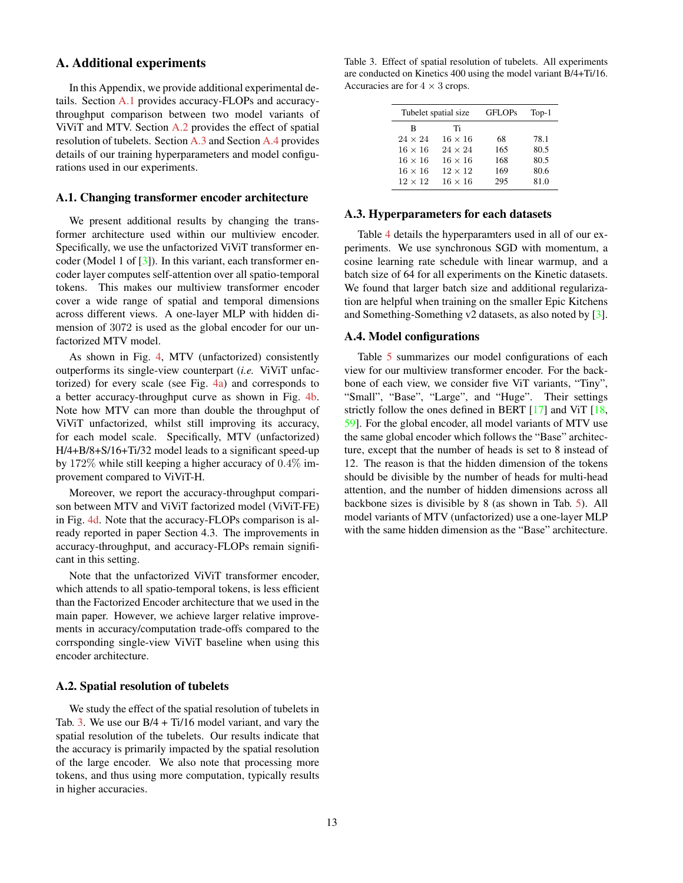## A. Additional experiments

In this Appendix, we provide additional experimental details. Section A.1 provides accuracy-FLOPs and accuracy-throughput comparison between two model variants of ViViT and MTV. Section A.2 provides the effect of spatial resolution of tubelets. Section A.3 and Section A.4 provides details of our training hyperparameters and model configurations used in our experiments.

### A.1. Changing transformer encoder architecture

We present additional results by changing the transformer architecture used within our multiview encoder. Specifically, we use the unfactorized ViViT transformer encoder (Model 1 of [3]). In this variant, each transformer encoder layer computes self-attention over all spatio-temporal tokens. This makes our multiview transformer encoder cover a wide range of spatial and temporal dimensions across different views. A one-layer MLP with hidden dimension of 3072 is used as the global encoder for our unfactorized MTV model.

As shown in Fig. 4, MTV (unfactorized) consistently outperforms its single-view counterpart (*i.e.* ViViT unfactorized) for every scale (see Fig. 4a) and corresponds to a better accuracy-throughput curve as shown in Fig. 4b. Note how MTV can more than double the throughput of ViViT unfactorized, whilst still improving its accuracy, for each model scale. Specifically, MTV (unfactorized) H/4+B/8+S/16+Ti/32 model leads to a significant speed-up by 172% while still keeping a higher accuracy of 0.4% improvement compared to ViViT-H.

Moreover, we report the accuracy-throughput comparison between MTV and ViViT factorized model (ViViT-FE) in Fig. 4d. Note that the accuracy-FLOPs comparison is already reported in paper Section 4.3. The improvements in accuracy-throughput, and accuracy-FLOPs remain significant in this setting.

Note that the unfactorized ViViT transformer encoder, which attends to all spatio-temporal tokens, is less efficient than the Factorized Encoder architecture that we used in the main paper. However, we achieve larger relative improvements in accuracy/computation trade-offs compared to the corrsponding single-view ViViT baseline when using this encoder architecture.

### A.2. Spatial resolution of tubelets

We study the effect of the spatial resolution of tubelets in Tab. 3. We use our B/4 + Ti/16 model variant, and vary the spatial resolution of the tubelets. Our results indicate that the accuracy is primarily impacted by the spatial resolution of the large encoder. We also note that processing more tokens, and thus using more computation, typically results in higher accuracies.

Table 3. Effect of spatial resolution of tubelets. All experiments are conducted on Kinetics 400 using the model variant B/4+Ti/16. Accuracies are for $4 \times 3$ crops.

| Tubelet spatial size | | GFLOPs | Top-1 |
|---|---|---|---|
| B | Ti | | |
| $24 \times 24$ | $16 \times 16$ | 68 | 78.1 |
| $16 \times 16$ | $24 \times 24$ | 165 | 80.5 |
| $16 \times 16$ | $16 \times 16$ | 168 | 80.5 |
| $16 \times 16$ | $12 \times 12$ | 169 | 80.6 |
| $12 \times 12$ | $16 \times 16$ | 295 | 81.0 |

### A.3. Hyperparameters for each datasets

Table 4 details the hyperparamters used in all of our experiments. We use synchronous SGD with momentum, a cosine learning rate schedule with linear warmup, and a batch size of 64 for all experiments on the Kinetic datasets. We found that larger batch size and additional regularization are helpful when training on the smaller Epic Kitchens and Something-Something v2 datasets, as also noted by [3].

### A.4. Model configurations

Table 5 summarizes our model configurations of each view for our multiview transformer encoder. For the backbone of each view, we consider five ViT variants, "Tiny", "Small", "Base", "Large", and "Huge". Their settings strictly follow the ones defined in BERT [17] and ViT [18, 59]. For the global encoder, all model variants of MTV use the same global encoder which follows the "Base" architecture, except that the number of heads is set to 8 instead of 12. The reason is that the hidden dimension of the tokens should be divisible by the number of heads for multi-head attention, and the number of hidden dimensions across all backbone sizes is divisible by 8 (as shown in Tab. 5). All model variants of MTV (unfactorized) use a one-layer MLP with the same hidden dimension as the "Base" architecture.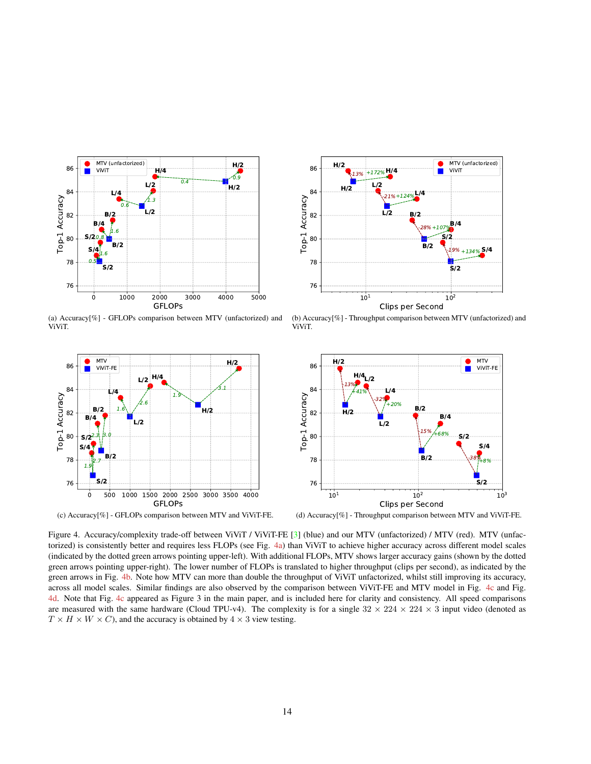(a) Accuracy[%] - GFLOPs comparison between MTV (unfactorized) and ViViT.

(b) Accuracy[%] - Throughput comparison between MTV (unfactorized) and ViViT.

(c) Accuracy[%] - GFLOPs comparison between MTV and ViViT-FE.

(d) Accuracy[%] - Throughput comparison between MTV and ViViT-FE.

Figure 4. Accuracy/complexity trade-off between ViViT / ViViT-FE [3] (blue) and our MTV (unfactorized) / MTV (red). MTV (unfactorized) is consistently better and requires less FLOPs (see Fig. 4a) than ViViT to achieve higher accuracy across different model scales (indicated by the dotted green arrows pointing upper-left). With additional FLOPs, MTV shows larger accuracy gains (shown by the dotted green arrows pointing upper-right). The lower number of FLOPs is translated to higher throughput (clips per second), as indicated by the green arrows in Fig. 4b. Note how MTV can more than double the throughput of ViViT unfactorized, whilst still improving its accuracy, across all model scales. Similar findings are also observed by the comparison between ViViT-FE and MTV model in Fig. 4c and Fig. 4d. Note that Fig. 4c appeared as Figure 3 in the main paper, and is included here for clarity and consistency. All speed comparisons are measured with the same hardware (Cloud TPU-v4). The complexity is for a single $32 \times 224 \times 224 \times 3$ input video (denoted as $T \times H \times W \times C$), and the accuracy is obtained by $4 \times 3$ view testing.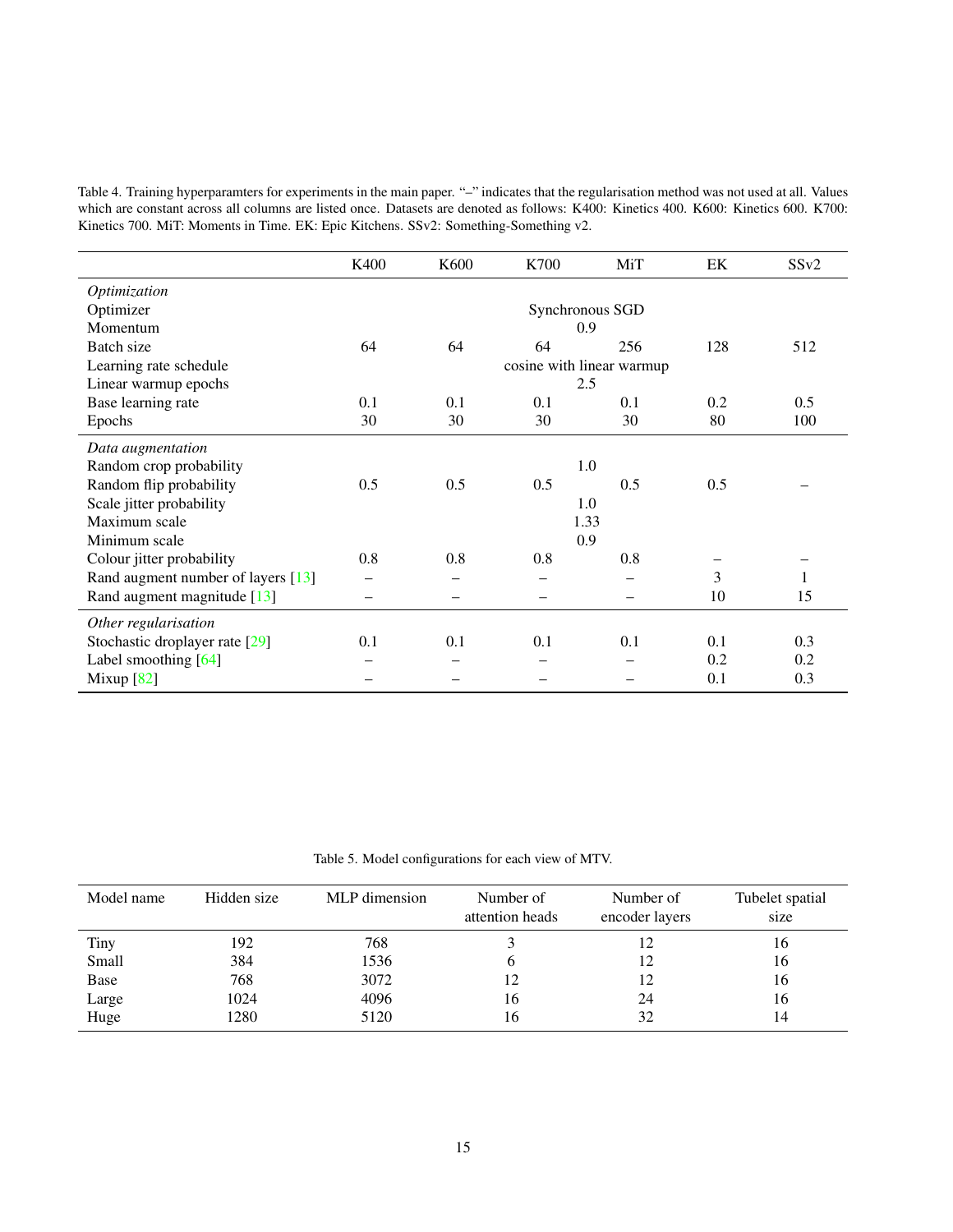Table 4. Training hyperparamters for experiments in the main paper. "–" indicates that the regularisation method was not used at all. Values which are constant across all columns are listed once. Datasets are denoted as follows: K400: Kinetics 400. K600: Kinetics 600. K700: Kinetics 700. MiT: Moments in Time. EK: Epic Kitchens. SSv2: Something-Something v2.

| | K400 | K600 | K700 | MiT | EK | SSv2 |
|---|---|---|---|---|---|---|
| *Optimization* | | | | | | |
| Optimizer | Synchronous SGD | | | | | |
| Momentum | 0.9 | | | | | |
| Batch size | 64 | 64 | 64 | 256 | 128 | 512 |
| Learning rate schedule | cosine with linear warmup | | | | | |
| Linear warmup epochs | 2.5 | | | | | |
| Base learning rate | 0.1 | 0.1 | 0.1 | 0.1 | 0.2 | 0.5 |
| Epochs | 30 | 30 | 30 | 30 | 80 | 100 |
| *Data augmentation* | | | | | | |
| Random crop probability | 1.0 | | | | | |
| Random flip probability | 0.5 | 0.5 | 0.5 | 0.5 | 0.5 | – |
| Scale jitter probability | 1.0 | | | | | |
| Maximum scale | 1.33 | | | | | |
| Minimum scale | 0.9 | | | | | |
| Colour jitter probability | 0.8 | 0.8 | 0.8 | 0.8 | – | – |
| Rand augment number of layers [13] | – | – | – | – | 3 | 1 |
| Rand augment magnitude [13] | – | – | – | – | 10 | 15 |
| *Other regularisation* | | | | | | |
| Stochastic droplayer rate [29] | 0.1 | 0.1 | 0.1 | 0.1 | 0.1 | 0.3 |
| Label smoothing [64] | – | – | – | – | 0.2 | 0.2 |
| Mixup [82] | – | – | – | – | 0.1 | 0.3 |

Table 5. Model configurations for each view of MTV.

| Model name | Hidden size | MLP dimension | Number of attention heads | Number of encoder layers | Tubelet spatial size |
|---|---|---|---|---|---|
| Tiny | 192 | 768 | 3 | 12 | 16 |
| Small | 384 | 1536 | 6 | 12 | 16 |
| Base | 768 | 3072 | 12 | 12 | 16 |
| Large | 1024 | 4096 | 16 | 24 | 16 |
| Huge | 1280 | 5120 | 16 | 32 | 14 |